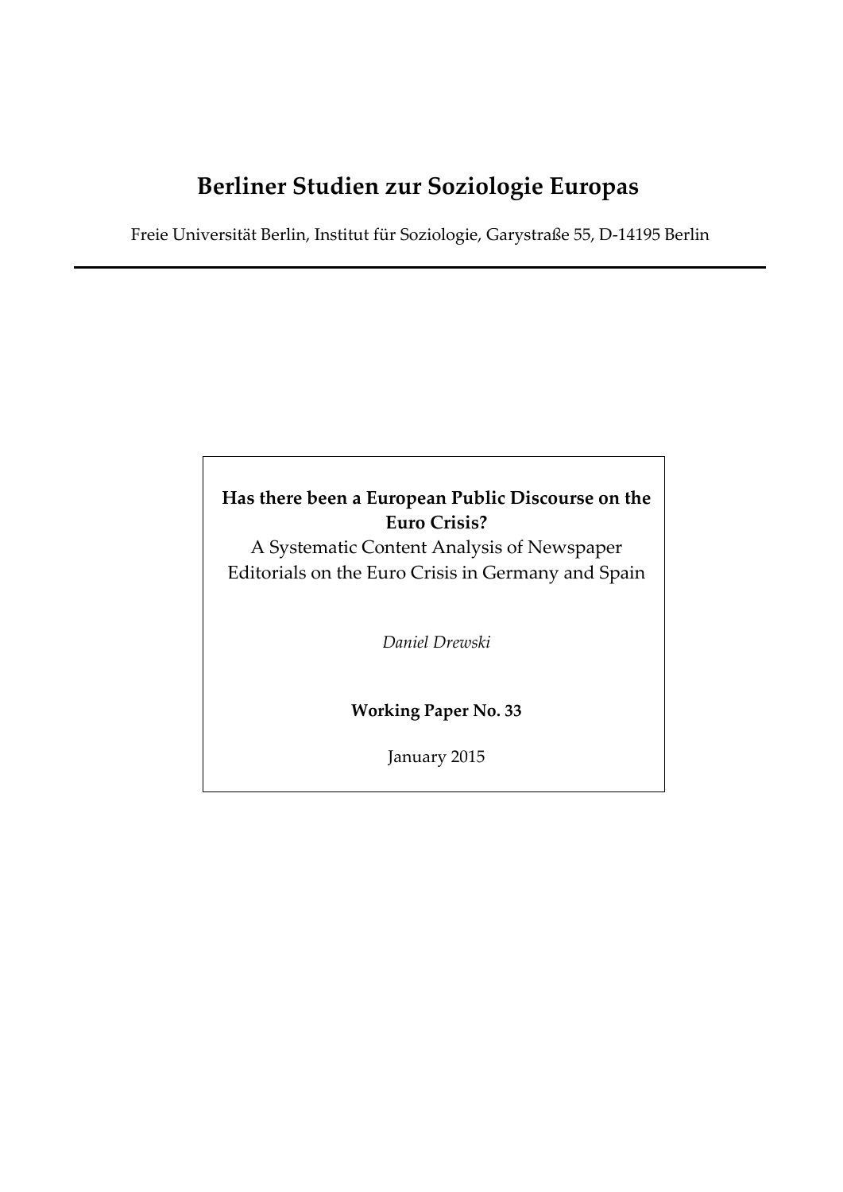# Berliner Studien zur Soziologie Europas

Freie Universität Berlin, Institut für Soziologie, Garystraße 55, D-14195 Berlin

---

**Has there been a European Public Discourse on the Euro Crisis?**

A Systematic Content Analysis of Newspaper Editorials on the Euro Crisis in Germany and Spain

*Daniel Drewski*

**Working Paper No. 33**

January 2015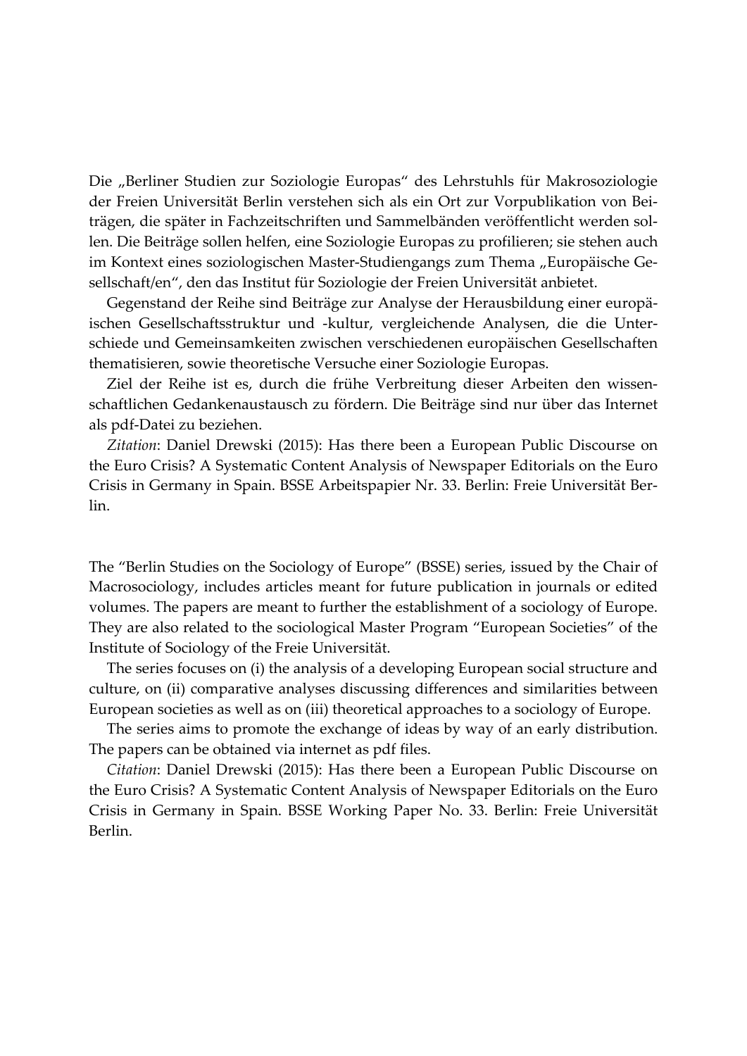Die „Berliner Studien zur Soziologie Europas" des Lehrstuhls für Makrosoziologie der Freien Universität Berlin verstehen sich als ein Ort zur Vorpublikation von Beiträgen, die später in Fachzeitschriften und Sammelbänden veröffentlicht werden sollen. Die Beiträge sollen helfen, eine Soziologie Europas zu profilieren; sie stehen auch im Kontext eines soziologischen Master-Studiengangs zum Thema „Europäische Gesellschaft/en", den das Institut für Soziologie der Freien Universität anbietet.

Gegenstand der Reihe sind Beiträge zur Analyse der Herausbildung einer europäischen Gesellschaftsstruktur und -kultur, vergleichende Analysen, die die Unterschiede und Gemeinsamkeiten zwischen verschiedenen europäischen Gesellschaften thematisieren, sowie theoretische Versuche einer Soziologie Europas.

Ziel der Reihe ist es, durch die frühe Verbreitung dieser Arbeiten den wissenschaftlichen Gedankenaustausch zu fördern. Die Beiträge sind nur über das Internet als pdf-Datei zu beziehen.

*Zitation*: Daniel Drewski (2015): Has there been a European Public Discourse on the Euro Crisis? A Systematic Content Analysis of Newspaper Editorials on the Euro Crisis in Germany in Spain. BSSE Arbeitspapier Nr. 33. Berlin: Freie Universität Berlin.

The "Berlin Studies on the Sociology of Europe" (BSSE) series, issued by the Chair of Macrosociology, includes articles meant for future publication in journals or edited volumes. The papers are meant to further the establishment of a sociology of Europe. They are also related to the sociological Master Program "European Societies" of the Institute of Sociology of the Freie Universität.

The series focuses on (i) the analysis of a developing European social structure and culture, on (ii) comparative analyses discussing differences and similarities between European societies as well as on (iii) theoretical approaches to a sociology of Europe.

The series aims to promote the exchange of ideas by way of an early distribution. The papers can be obtained via internet as pdf files.

*Citation*: Daniel Drewski (2015): Has there been a European Public Discourse on the Euro Crisis? A Systematic Content Analysis of Newspaper Editorials on the Euro Crisis in Germany in Spain. BSSE Working Paper No. 33. Berlin: Freie Universität Berlin.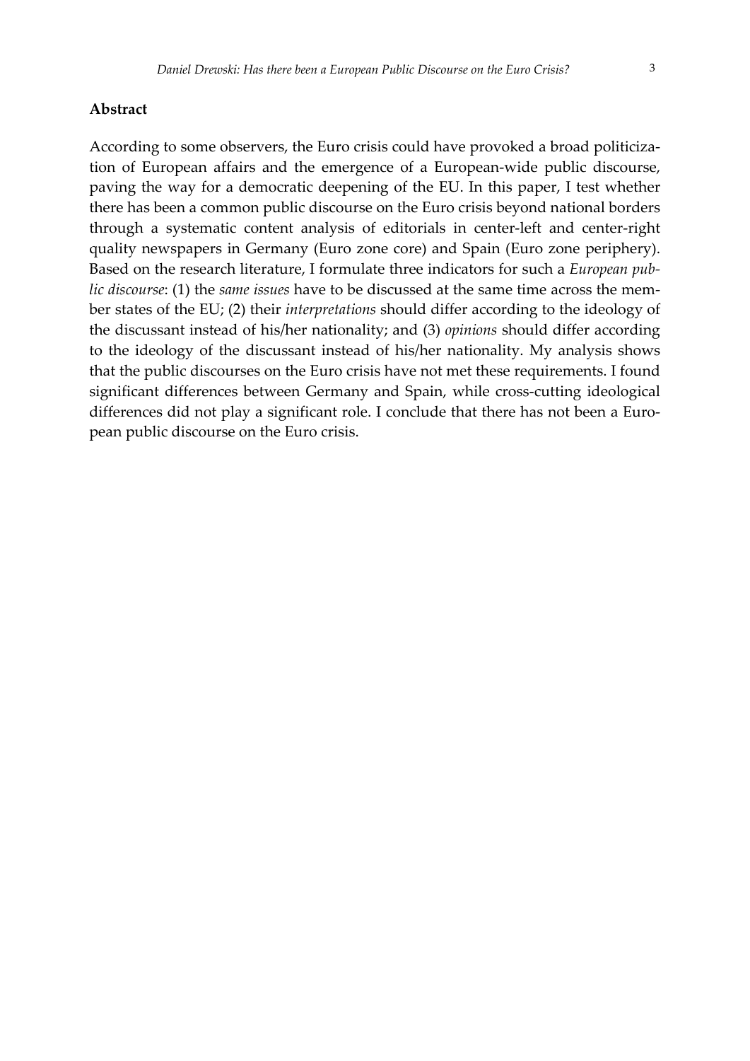## Abstract

According to some observers, the Euro crisis could have provoked a broad politicization of European affairs and the emergence of a European-wide public discourse, paving the way for a democratic deepening of the EU. In this paper, I test whether there has been a common public discourse on the Euro crisis beyond national borders through a systematic content analysis of editorials in center-left and center-right quality newspapers in Germany (Euro zone core) and Spain (Euro zone periphery). Based on the research literature, I formulate three indicators for such a *European public discourse*: (1) the *same issues* have to be discussed at the same time across the member states of the EU; (2) their *interpretations* should differ according to the ideology of the discussant instead of his/her nationality; and (3) *opinions* should differ according to the ideology of the discussant instead of his/her nationality. My analysis shows that the public discourses on the Euro crisis have not met these requirements. I found significant differences between Germany and Spain, while cross-cutting ideological differences did not play a significant role. I conclude that there has not been a European public discourse on the Euro crisis.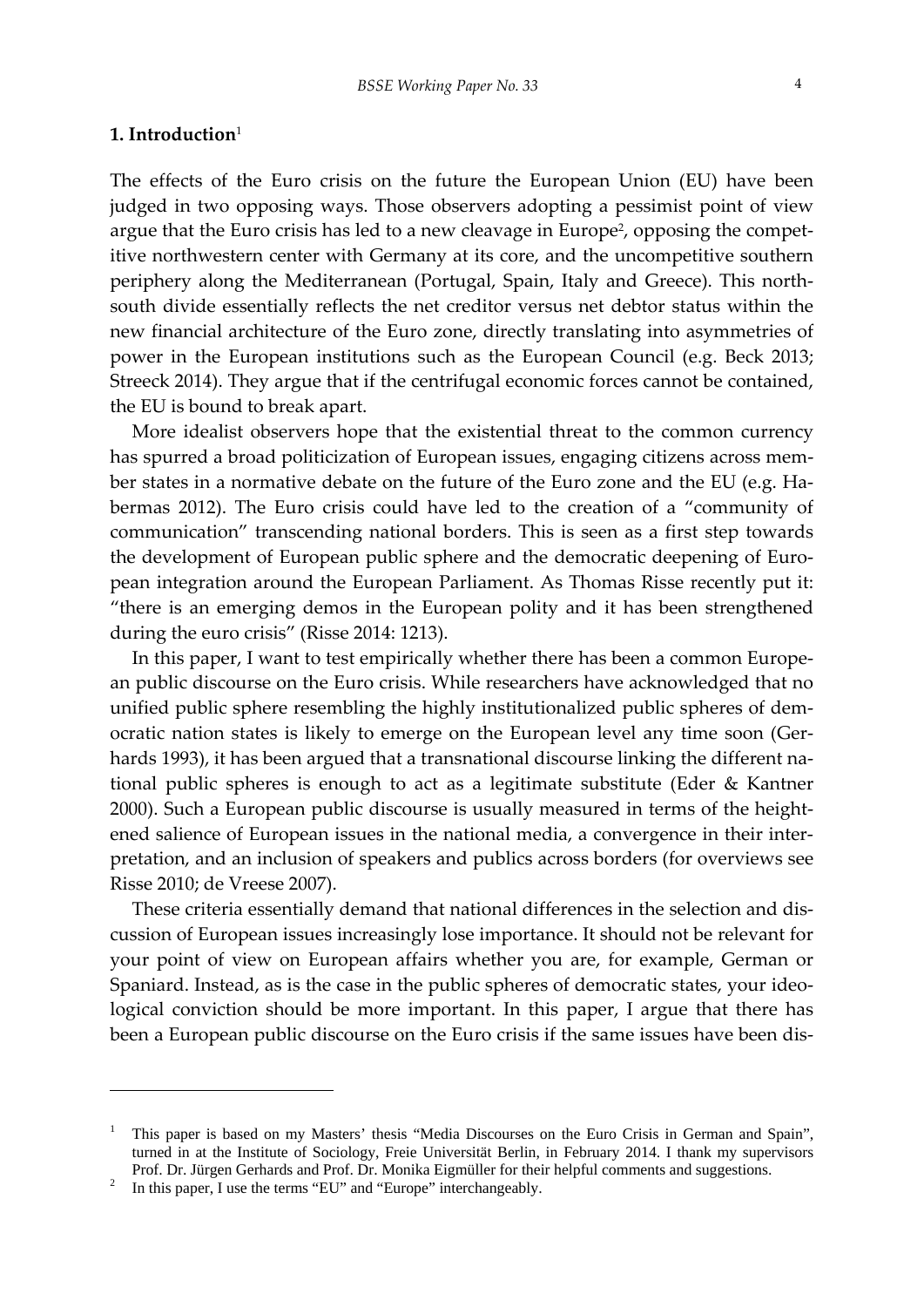## 1. Introduction[1]

The effects of the Euro crisis on the future the European Union (EU) have been judged in two opposing ways. Those observers adopting a pessimist point of view argue that the Euro crisis has led to a new cleavage in Europe[2], opposing the competitive northwestern center with Germany at its core, and the uncompetitive southern periphery along the Mediterranean (Portugal, Spain, Italy and Greece). This north-south divide essentially reflects the net creditor versus net debtor status within the new financial architecture of the Euro zone, directly translating into asymmetries of power in the European institutions such as the European Council (e.g. Beck 2013; Streeck 2014). They argue that if the centrifugal economic forces cannot be contained, the EU is bound to break apart.

More idealist observers hope that the existential threat to the common currency has spurred a broad politicization of European issues, engaging citizens across member states in a normative debate on the future of the Euro zone and the EU (e.g. Habermas 2012). The Euro crisis could have led to the creation of a "community of communication" transcending national borders. This is seen as a first step towards the development of European public sphere and the democratic deepening of European integration around the European Parliament. As Thomas Risse recently put it: "there is an emerging demos in the European polity and it has been strengthened during the euro crisis" (Risse 2014: 1213).

In this paper, I want to test empirically whether there has been a common European public discourse on the Euro crisis. While researchers have acknowledged that no unified public sphere resembling the highly institutionalized public spheres of democratic nation states is likely to emerge on the European level any time soon (Gerhards 1993), it has been argued that a transnational discourse linking the different national public spheres is enough to act as a legitimate substitute (Eder & Kantner 2000). Such a European public discourse is usually measured in terms of the heightened salience of European issues in the national media, a convergence in their interpretation, and an inclusion of speakers and publics across borders (for overviews see Risse 2010; de Vreese 2007).

These criteria essentially demand that national differences in the selection and discussion of European issues increasingly lose importance. It should not be relevant for your point of view on European affairs whether you are, for example, German or Spaniard. Instead, as is the case in the public spheres of democratic states, your ideological conviction should be more important. In this paper, I argue that there has been a European public discourse on the Euro crisis if the same issues have been dis-

---

[1] This paper is based on my Masters' thesis "Media Discourses on the Euro Crisis in German and Spain", turned in at the Institute of Sociology, Freie Universität Berlin, in February 2014. I thank my supervisors Prof. Dr. Jürgen Gerhards and Prof. Dr. Monika Eigmüller for their helpful comments and suggestions.

[2] In this paper, I use the terms "EU" and "Europe" interchangeably.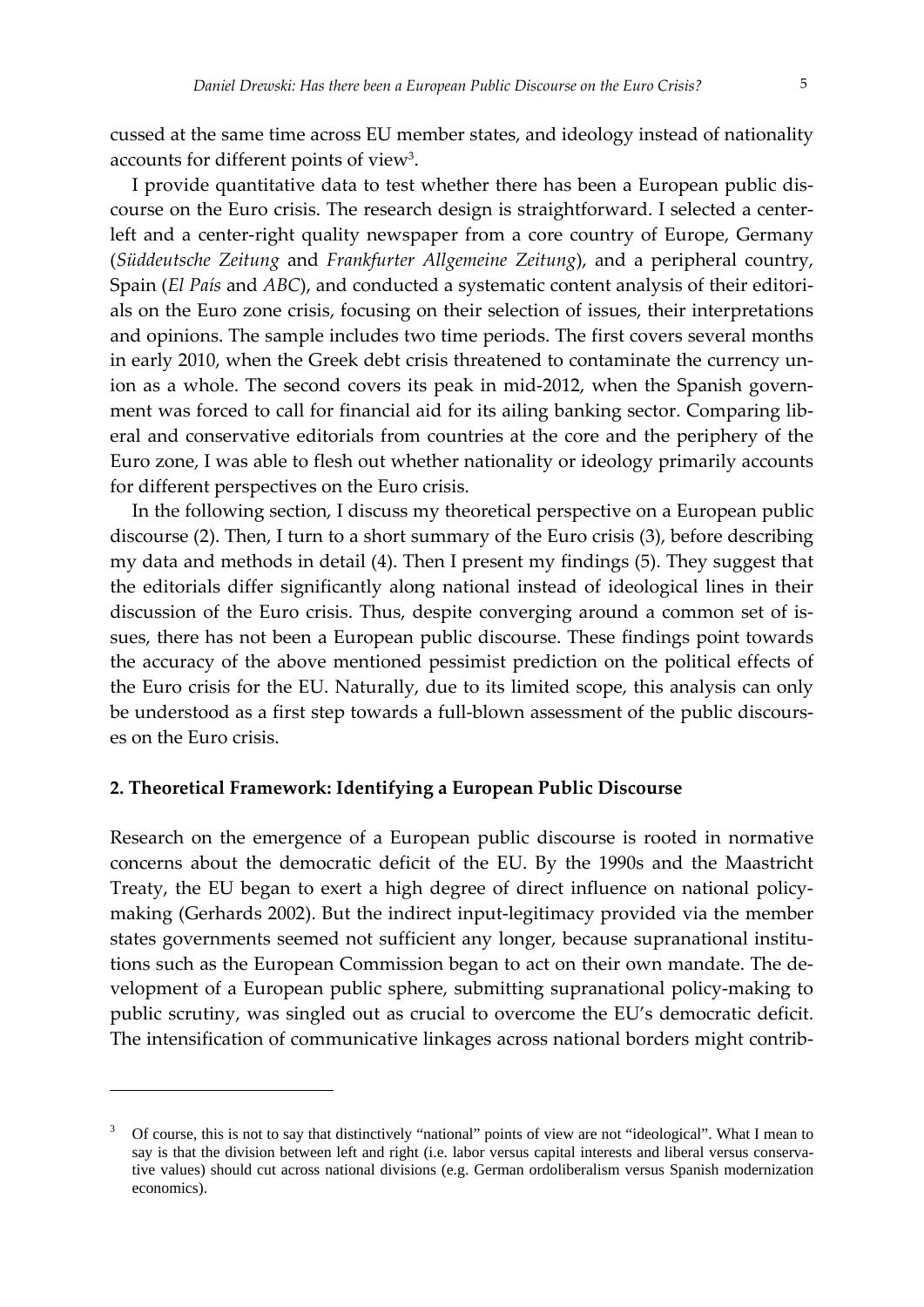cussed at the same time across EU member states, and ideology instead of nationality accounts for different points of view[3].

I provide quantitative data to test whether there has been a European public discourse on the Euro crisis. The research design is straightforward. I selected a center-left and a center-right quality newspaper from a core country of Europe, Germany (*Süddeutsche Zeitung* and *Frankfurter Allgemeine Zeitung*), and a peripheral country, Spain (*El País* and *ABC*), and conducted a systematic content analysis of their editorials on the Euro zone crisis, focusing on their selection of issues, their interpretations and opinions. The sample includes two time periods. The first covers several months in early 2010, when the Greek debt crisis threatened to contaminate the currency union as a whole. The second covers its peak in mid-2012, when the Spanish government was forced to call for financial aid for its ailing banking sector. Comparing liberal and conservative editorials from countries at the core and the periphery of the Euro zone, I was able to flesh out whether nationality or ideology primarily accounts for different perspectives on the Euro crisis.

In the following section, I discuss my theoretical perspective on a European public discourse (2). Then, I turn to a short summary of the Euro crisis (3), before describing my data and methods in detail (4). Then I present my findings (5). They suggest that the editorials differ significantly along national instead of ideological lines in their discussion of the Euro crisis. Thus, despite converging around a common set of issues, there has not been a European public discourse. These findings point towards the accuracy of the above mentioned pessimist prediction on the political effects of the Euro crisis for the EU. Naturally, due to its limited scope, this analysis can only be understood as a first step towards a full-blown assessment of the public discourses on the Euro crisis.

## 2. Theoretical Framework: Identifying a European Public Discourse

Research on the emergence of a European public discourse is rooted in normative concerns about the democratic deficit of the EU. By the 1990s and the Maastricht Treaty, the EU began to exert a high degree of direct influence on national policy-making (Gerhards 2002). But the indirect input-legitimacy provided via the member states governments seemed not sufficient any longer, because supranational institutions such as the European Commission began to act on their own mandate. The development of a European public sphere, submitting supranational policy-making to public scrutiny, was singled out as crucial to overcome the EU's democratic deficit. The intensification of communicative linkages across national borders might contrib-

---

[3] Of course, this is not to say that distinctively "national" points of view are not "ideological". What I mean to say is that the division between left and right (i.e. labor versus capital interests and liberal versus conservative values) should cut across national divisions (e.g. German ordoliberalism versus Spanish modernization economics).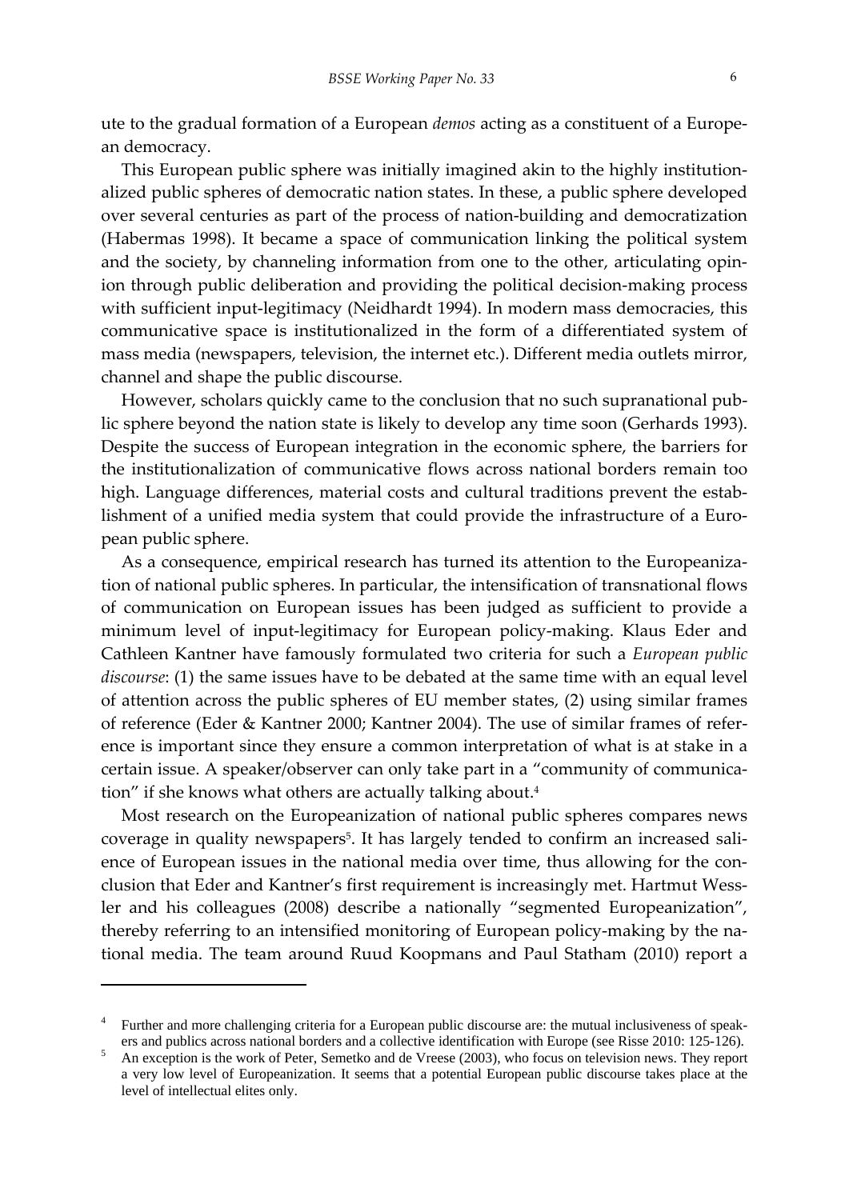ute to the gradual formation of a European *demos* acting as a constituent of a European democracy.

This European public sphere was initially imagined akin to the highly institutionalized public spheres of democratic nation states. In these, a public sphere developed over several centuries as part of the process of nation-building and democratization (Habermas 1998). It became a space of communication linking the political system and the society, by channeling information from one to the other, articulating opinion through public deliberation and providing the political decision-making process with sufficient input-legitimacy (Neidhardt 1994). In modern mass democracies, this communicative space is institutionalized in the form of a differentiated system of mass media (newspapers, television, the internet etc.). Different media outlets mirror, channel and shape the public discourse.

However, scholars quickly came to the conclusion that no such supranational public sphere beyond the nation state is likely to develop any time soon (Gerhards 1993). Despite the success of European integration in the economic sphere, the barriers for the institutionalization of communicative flows across national borders remain too high. Language differences, material costs and cultural traditions prevent the establishment of a unified media system that could provide the infrastructure of a European public sphere.

As a consequence, empirical research has turned its attention to the Europeanization of national public spheres. In particular, the intensification of transnational flows of communication on European issues has been judged as sufficient to provide a minimum level of input-legitimacy for European policy-making. Klaus Eder and Cathleen Kantner have famously formulated two criteria for such a *European public discourse*: (1) the same issues have to be debated at the same time with an equal level of attention across the public spheres of EU member states, (2) using similar frames of reference (Eder & Kantner 2000; Kantner 2004). The use of similar frames of reference is important since they ensure a common interpretation of what is at stake in a certain issue. A speaker/observer can only take part in a "community of communication" if she knows what others are actually talking about.[4]

Most research on the Europeanization of national public spheres compares news coverage in quality newspapers[5]. It has largely tended to confirm an increased salience of European issues in the national media over time, thus allowing for the conclusion that Eder and Kantner's first requirement is increasingly met. Hartmut Wessler and his colleagues (2008) describe a nationally "segmented Europeanization", thereby referring to an intensified monitoring of European policy-making by the national media. The team around Ruud Koopmans and Paul Statham (2010) report a

---

[4] Further and more challenging criteria for a European public discourse are: the mutual inclusiveness of speakers and publics across national borders and a collective identification with Europe (see Risse 2010: 125-126).

[5] An exception is the work of Peter, Semetko and de Vreese (2003), who focus on television news. They report a very low level of Europeanization. It seems that a potential European public discourse takes place at the level of intellectual elites only.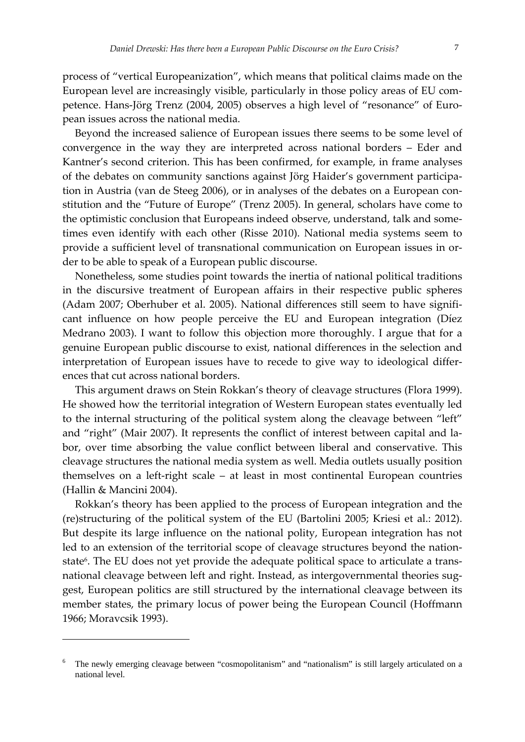process of "vertical Europeanization", which means that political claims made on the European level are increasingly visible, particularly in those policy areas of EU competence. Hans-Jörg Trenz (2004, 2005) observes a high level of "resonance" of European issues across the national media.

Beyond the increased salience of European issues there seems to be some level of convergence in the way they are interpreted across national borders – Eder and Kantner's second criterion. This has been confirmed, for example, in frame analyses of the debates on community sanctions against Jörg Haider's government participation in Austria (van de Steeg 2006), or in analyses of the debates on a European constitution and the "Future of Europe" (Trenz 2005). In general, scholars have come to the optimistic conclusion that Europeans indeed observe, understand, talk and sometimes even identify with each other (Risse 2010). National media systems seem to provide a sufficient level of transnational communication on European issues in order to be able to speak of a European public discourse.

Nonetheless, some studies point towards the inertia of national political traditions in the discursive treatment of European affairs in their respective public spheres (Adam 2007; Oberhuber et al. 2005). National differences still seem to have significant influence on how people perceive the EU and European integration (Díez Medrano 2003). I want to follow this objection more thoroughly. I argue that for a genuine European public discourse to exist, national differences in the selection and interpretation of European issues have to recede to give way to ideological differences that cut across national borders.

This argument draws on Stein Rokkan's theory of cleavage structures (Flora 1999). He showed how the territorial integration of Western European states eventually led to the internal structuring of the political system along the cleavage between "left" and "right" (Mair 2007). It represents the conflict of interest between capital and labor, over time absorbing the value conflict between liberal and conservative. This cleavage structures the national media system as well. Media outlets usually position themselves on a left-right scale – at least in most continental European countries (Hallin & Mancini 2004).

Rokkan's theory has been applied to the process of European integration and the (re)structuring of the political system of the EU (Bartolini 2005; Kriesi et al.: 2012). But despite its large influence on the national polity, European integration has not led to an extension of the territorial scope of cleavage structures beyond the nation-state[6]. The EU does not yet provide the adequate political space to articulate a transnational cleavage between left and right. Instead, as intergovernmental theories suggest, European politics are still structured by the international cleavage between its member states, the primary locus of power being the European Council (Hoffmann 1966; Moravcsik 1993).

---

[6] The newly emerging cleavage between "cosmopolitanism" and "nationalism" is still largely articulated on a national level.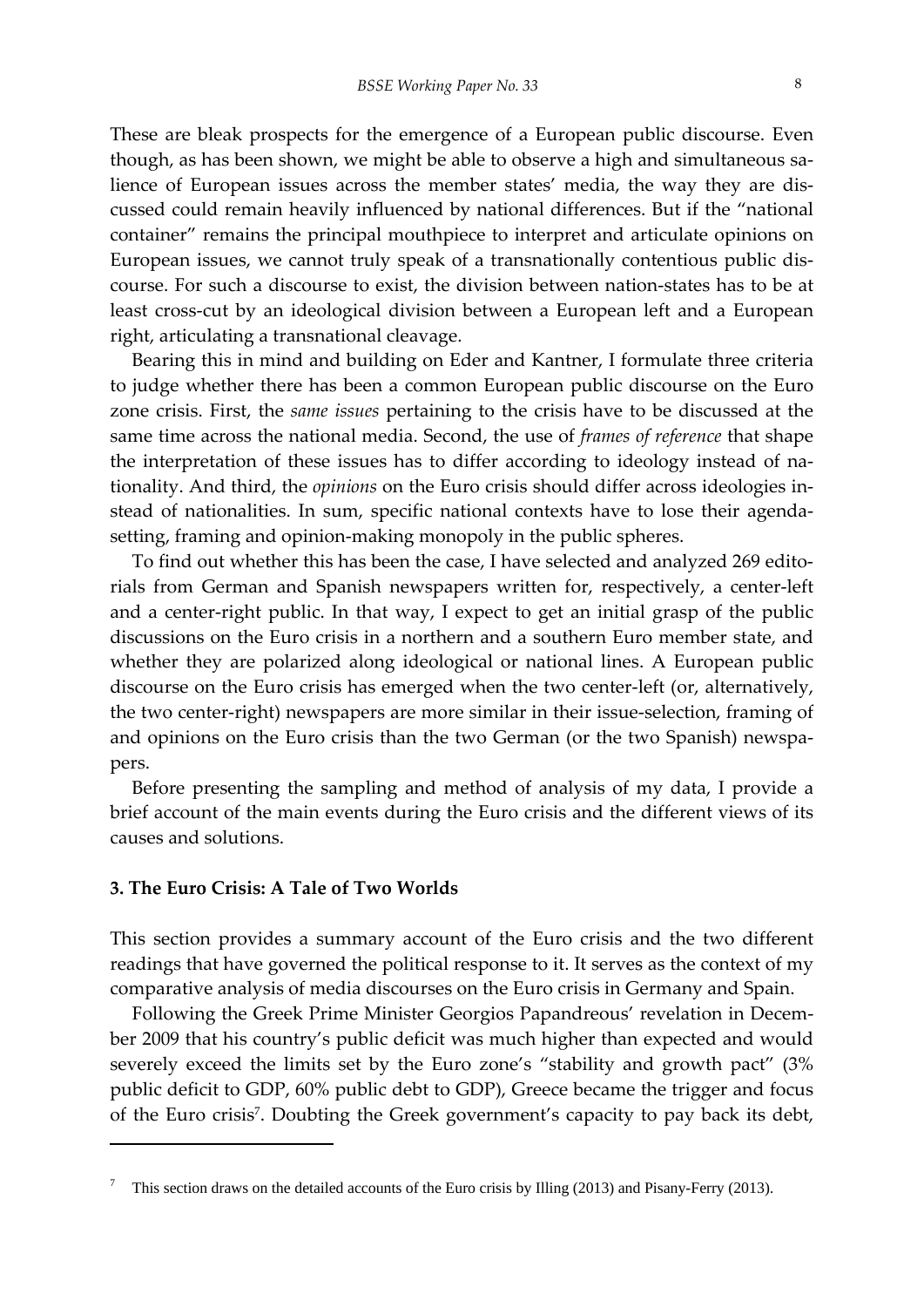These are bleak prospects for the emergence of a European public discourse. Even though, as has been shown, we might be able to observe a high and simultaneous salience of European issues across the member states' media, the way they are discussed could remain heavily influenced by national differences. But if the "national container" remains the principal mouthpiece to interpret and articulate opinions on European issues, we cannot truly speak of a transnationally contentious public discourse. For such a discourse to exist, the division between nation-states has to be at least cross-cut by an ideological division between a European left and a European right, articulating a transnational cleavage.

Bearing this in mind and building on Eder and Kantner, I formulate three criteria to judge whether there has been a common European public discourse on the Euro zone crisis. First, the *same issues* pertaining to the crisis have to be discussed at the same time across the national media. Second, the use of *frames of reference* that shape the interpretation of these issues has to differ according to ideology instead of nationality. And third, the *opinions* on the Euro crisis should differ across ideologies instead of nationalities. In sum, specific national contexts have to lose their agenda-setting, framing and opinion-making monopoly in the public spheres.

To find out whether this has been the case, I have selected and analyzed 269 editorials from German and Spanish newspapers written for, respectively, a center-left and a center-right public. In that way, I expect to get an initial grasp of the public discussions on the Euro crisis in a northern and a southern Euro member state, and whether they are polarized along ideological or national lines. A European public discourse on the Euro crisis has emerged when the two center-left (or, alternatively, the two center-right) newspapers are more similar in their issue-selection, framing of and opinions on the Euro crisis than the two German (or the two Spanish) newspapers.

Before presenting the sampling and method of analysis of my data, I provide a brief account of the main events during the Euro crisis and the different views of its causes and solutions.

## 3. The Euro Crisis: A Tale of Two Worlds

This section provides a summary account of the Euro crisis and the two different readings that have governed the political response to it. It serves as the context of my comparative analysis of media discourses on the Euro crisis in Germany and Spain.

Following the Greek Prime Minister Georgios Papandreous' revelation in December 2009 that his country's public deficit was much higher than expected and would severely exceed the limits set by the Euro zone's "stability and growth pact" (3% public deficit to GDP, 60% public debt to GDP), Greece became the trigger and focus of the Euro crisis[7]. Doubting the Greek government's capacity to pay back its debt,

[7] This section draws on the detailed accounts of the Euro crisis by Illing (2013) and Pisany-Ferry (2013).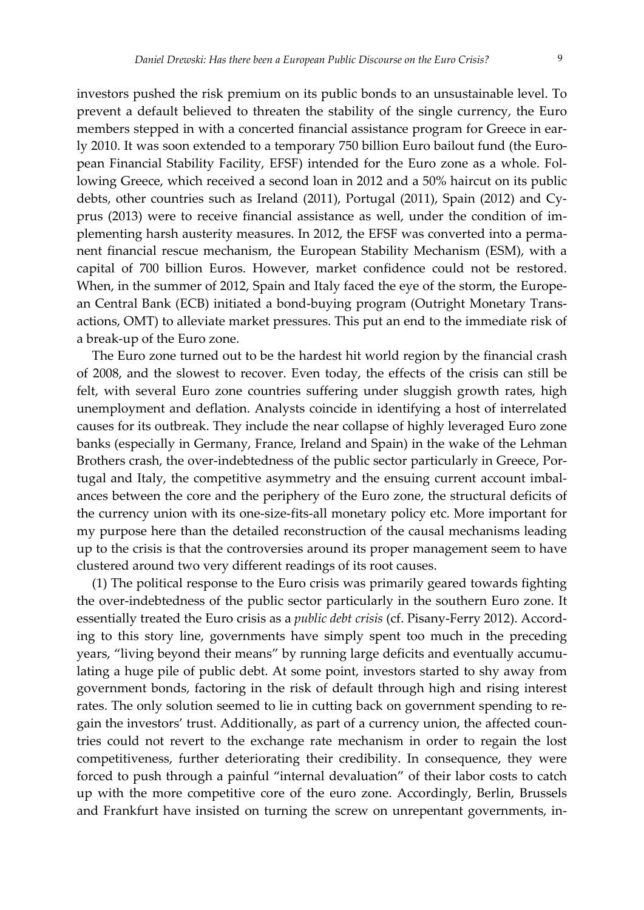investors pushed the risk premium on its public bonds to an unsustainable level. To prevent a default believed to threaten the stability of the single currency, the Euro members stepped in with a concerted financial assistance program for Greece in early 2010. It was soon extended to a temporary 750 billion Euro bailout fund (the European Financial Stability Facility, EFSF) intended for the Euro zone as a whole. Following Greece, which received a second loan in 2012 and a 50% haircut on its public debts, other countries such as Ireland (2011), Portugal (2011), Spain (2012) and Cyprus (2013) were to receive financial assistance as well, under the condition of implementing harsh austerity measures. In 2012, the EFSF was converted into a permanent financial rescue mechanism, the European Stability Mechanism (ESM), with a capital of 700 billion Euros. However, market confidence could not be restored. When, in the summer of 2012, Spain and Italy faced the eye of the storm, the European Central Bank (ECB) initiated a bond-buying program (Outright Monetary Transactions, OMT) to alleviate market pressures. This put an end to the immediate risk of a break-up of the Euro zone.

The Euro zone turned out to be the hardest hit world region by the financial crash of 2008, and the slowest to recover. Even today, the effects of the crisis can still be felt, with several Euro zone countries suffering under sluggish growth rates, high unemployment and deflation. Analysts coincide in identifying a host of interrelated causes for its outbreak. They include the near collapse of highly leveraged Euro zone banks (especially in Germany, France, Ireland and Spain) in the wake of the Lehman Brothers crash, the over-indebtedness of the public sector particularly in Greece, Portugal and Italy, the competitive asymmetry and the ensuing current account imbalances between the core and the periphery of the Euro zone, the structural deficits of the currency union with its one-size-fits-all monetary policy etc. More important for my purpose here than the detailed reconstruction of the causal mechanisms leading up to the crisis is that the controversies around its proper management seem to have clustered around two very different readings of its root causes.

(1) The political response to the Euro crisis was primarily geared towards fighting the over-indebtedness of the public sector particularly in the southern Euro zone. It essentially treated the Euro crisis as a *public debt crisis* (cf. Pisany-Ferry 2012). According to this story line, governments have simply spent too much in the preceding years, "living beyond their means" by running large deficits and eventually accumulating a huge pile of public debt. At some point, investors started to shy away from government bonds, factoring in the risk of default through high and rising interest rates. The only solution seemed to lie in cutting back on government spending to regain the investors' trust. Additionally, as part of a currency union, the affected countries could not revert to the exchange rate mechanism in order to regain the lost competitiveness, further deteriorating their credibility. In consequence, they were forced to push through a painful "internal devaluation" of their labor costs to catch up with the more competitive core of the euro zone. Accordingly, Berlin, Brussels and Frankfurt have insisted on turning the screw on unrepentant governments, in-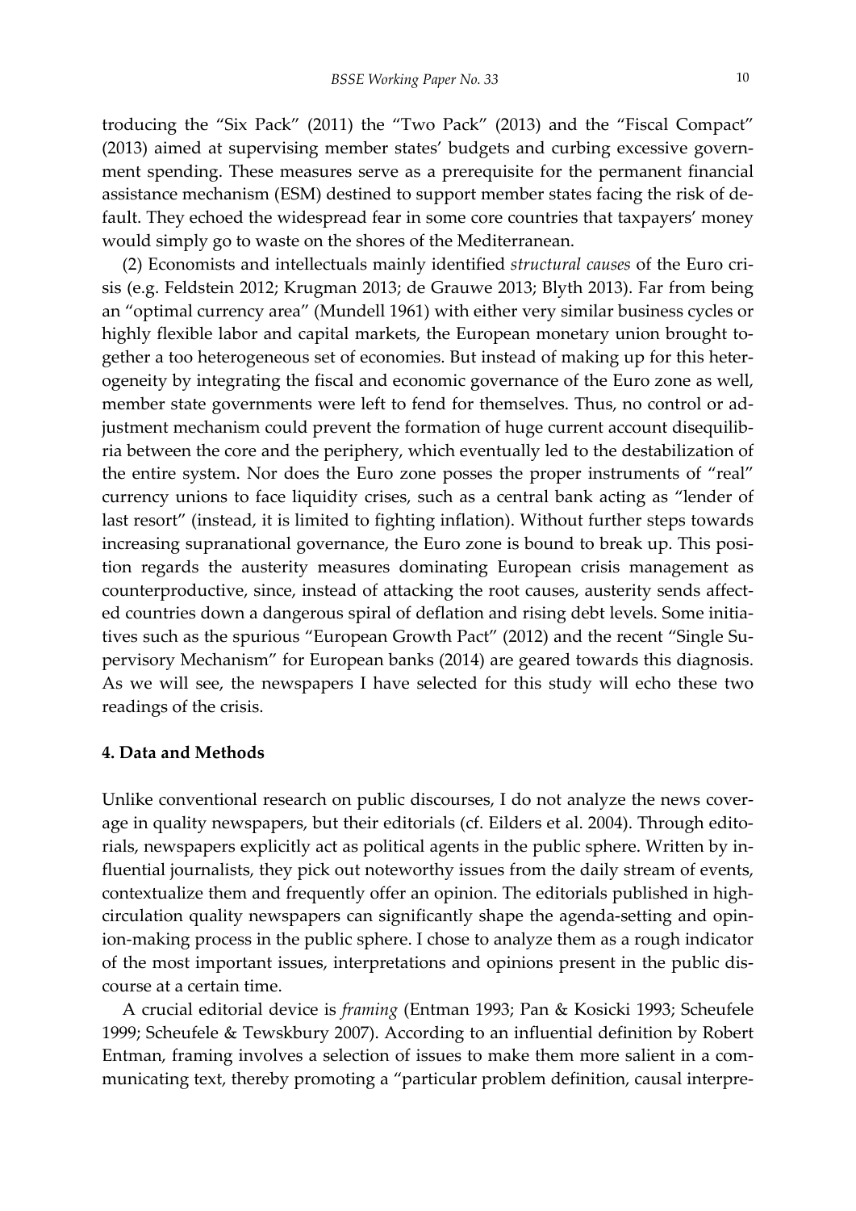troducing the "Six Pack" (2011) the "Two Pack" (2013) and the "Fiscal Compact" (2013) aimed at supervising member states' budgets and curbing excessive government spending. These measures serve as a prerequisite for the permanent financial assistance mechanism (ESM) destined to support member states facing the risk of default. They echoed the widespread fear in some core countries that taxpayers' money would simply go to waste on the shores of the Mediterranean.

(2) Economists and intellectuals mainly identified *structural causes* of the Euro crisis (e.g. Feldstein 2012; Krugman 2013; de Grauwe 2013; Blyth 2013). Far from being an "optimal currency area" (Mundell 1961) with either very similar business cycles or highly flexible labor and capital markets, the European monetary union brought together a too heterogeneous set of economies. But instead of making up for this heterogeneity by integrating the fiscal and economic governance of the Euro zone as well, member state governments were left to fend for themselves. Thus, no control or adjustment mechanism could prevent the formation of huge current account disequilibria between the core and the periphery, which eventually led to the destabilization of the entire system. Nor does the Euro zone posses the proper instruments of "real" currency unions to face liquidity crises, such as a central bank acting as "lender of last resort" (instead, it is limited to fighting inflation). Without further steps towards increasing supranational governance, the Euro zone is bound to break up. This position regards the austerity measures dominating European crisis management as counterproductive, since, instead of attacking the root causes, austerity sends affected countries down a dangerous spiral of deflation and rising debt levels. Some initiatives such as the spurious "European Growth Pact" (2012) and the recent "Single Supervisory Mechanism" for European banks (2014) are geared towards this diagnosis. As we will see, the newspapers I have selected for this study will echo these two readings of the crisis.

## 4. Data and Methods

Unlike conventional research on public discourses, I do not analyze the news coverage in quality newspapers, but their editorials (cf. Eilders et al. 2004). Through editorials, newspapers explicitly act as political agents in the public sphere. Written by influential journalists, they pick out noteworthy issues from the daily stream of events, contextualize them and frequently offer an opinion. The editorials published in high-circulation quality newspapers can significantly shape the agenda-setting and opinion-making process in the public sphere. I chose to analyze them as a rough indicator of the most important issues, interpretations and opinions present in the public discourse at a certain time.

A crucial editorial device is *framing* (Entman 1993; Pan & Kosicki 1993; Scheufele 1999; Scheufele & Tewskbury 2007). According to an influential definition by Robert Entman, framing involves a selection of issues to make them more salient in a communicating text, thereby promoting a "particular problem definition, causal interpre-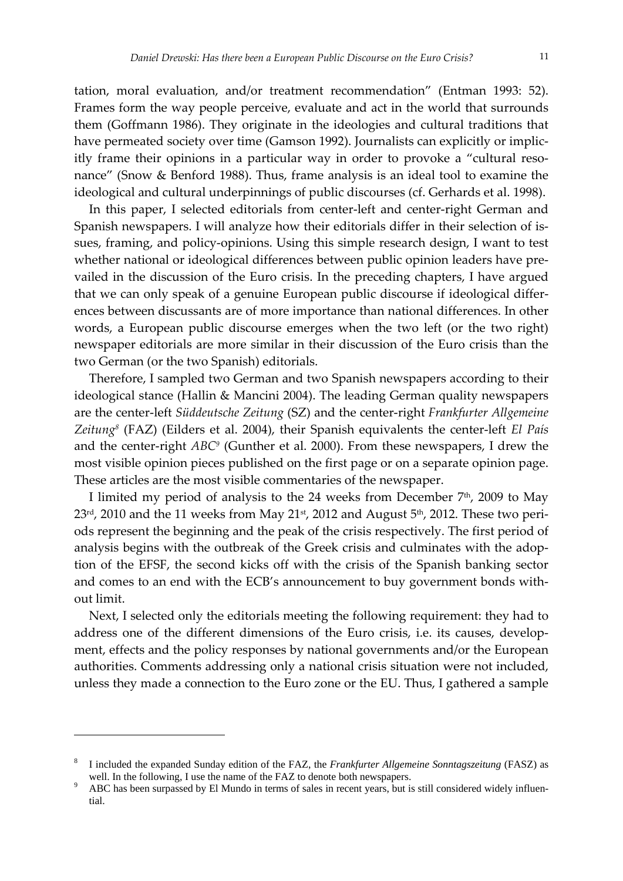tation, moral evaluation, and/or treatment recommendation" (Entman 1993: 52). Frames form the way people perceive, evaluate and act in the world that surrounds them (Goffmann 1986). They originate in the ideologies and cultural traditions that have permeated society over time (Gamson 1992). Journalists can explicitly or implicitly frame their opinions in a particular way in order to provoke a "cultural resonance" (Snow & Benford 1988). Thus, frame analysis is an ideal tool to examine the ideological and cultural underpinnings of public discourses (cf. Gerhards et al. 1998).

In this paper, I selected editorials from center-left and center-right German and Spanish newspapers. I will analyze how their editorials differ in their selection of issues, framing, and policy-opinions. Using this simple research design, I want to test whether national or ideological differences between public opinion leaders have prevailed in the discussion of the Euro crisis. In the preceding chapters, I have argued that we can only speak of a genuine European public discourse if ideological differences between discussants are of more importance than national differences. In other words, a European public discourse emerges when the two left (or the two right) newspaper editorials are more similar in their discussion of the Euro crisis than the two German (or the two Spanish) editorials.

Therefore, I sampled two German and two Spanish newspapers according to their ideological stance (Hallin & Mancini 2004). The leading German quality newspapers are the center-left *Süddeutsche Zeitung* (SZ) and the center-right *Frankfurter Allgemeine Zeitung*[8] (FAZ) (Eilders et al. 2004), their Spanish equivalents the center-left *El País* and the center-right *ABC*[9] (Gunther et al. 2000). From these newspapers, I drew the most visible opinion pieces published on the first page or on a separate opinion page. These articles are the most visible commentaries of the newspaper.

I limited my period of analysis to the 24 weeks from December 7th, 2009 to May 23rd, 2010 and the 11 weeks from May 21st, 2012 and August 5th, 2012. These two periods represent the beginning and the peak of the crisis respectively. The first period of analysis begins with the outbreak of the Greek crisis and culminates with the adoption of the EFSF, the second kicks off with the crisis of the Spanish banking sector and comes to an end with the ECB's announcement to buy government bonds without limit.

Next, I selected only the editorials meeting the following requirement: they had to address one of the different dimensions of the Euro crisis, i.e. its causes, development, effects and the policy responses by national governments and/or the European authorities. Comments addressing only a national crisis situation were not included, unless they made a connection to the Euro zone or the EU. Thus, I gathered a sample

---

[8] I included the expanded Sunday edition of the FAZ, the *Frankfurter Allgemeine Sonntagszeitung* (FASZ) as well. In the following, I use the name of the FAZ to denote both newspapers.

[9] ABC has been surpassed by El Mundo in terms of sales in recent years, but is still considered widely influential.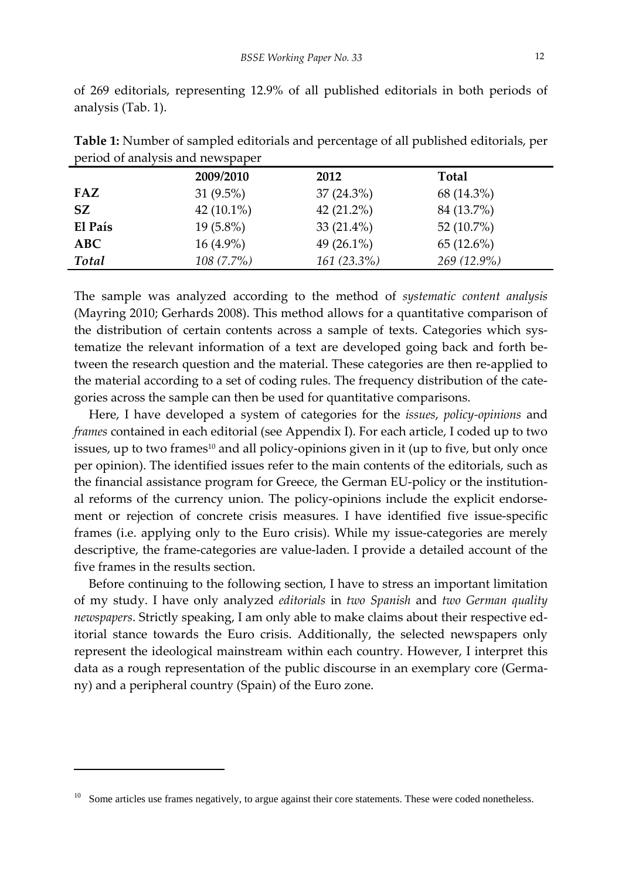of 269 editorials, representing 12.9% of all published editorials in both periods of analysis (Tab. 1).

**Table 1:** Number of sampled editorials and percentage of all published editorials, per period of analysis and newspaper

| | 2009/2010 | 2012 | Total |
|---|---|---|---|
| **FAZ** | 31 (9.5%) | 37 (24.3%) | 68 (14.3%) |
| **SZ** | 42 (10.1%) | 42 (21.2%) | 84 (13.7%) |
| **El País** | 19 (5.8%) | 33 (21.4%) | 52 (10.7%) |
| **ABC** | 16 (4.9%) | 49 (26.1%) | 65 (12.6%) |
| ***Total*** | *108 (7.7%)* | *161 (23.3%)* | *269 (12.9%)* |

The sample was analyzed according to the method of *systematic content analysis* (Mayring 2010; Gerhards 2008). This method allows for a quantitative comparison of the distribution of certain contents across a sample of texts. Categories which systematize the relevant information of a text are developed going back and forth between the research question and the material. These categories are then re-applied to the material according to a set of coding rules. The frequency distribution of the categories across the sample can then be used for quantitative comparisons.

Here, I have developed a system of categories for the *issues*, *policy-opinions* and *frames* contained in each editorial (see Appendix I). For each article, I coded up to two issues, up to two frames[10] and all policy-opinions given in it (up to five, but only once per opinion). The identified issues refer to the main contents of the editorials, such as the financial assistance program for Greece, the German EU-policy or the institutional reforms of the currency union. The policy-opinions include the explicit endorsement or rejection of concrete crisis measures. I have identified five issue-specific frames (i.e. applying only to the Euro crisis). While my issue-categories are merely descriptive, the frame-categories are value-laden. I provide a detailed account of the five frames in the results section.

Before continuing to the following section, I have to stress an important limitation of my study. I have only analyzed *editorials* in *two Spanish* and *two German quality newspapers*. Strictly speaking, I am only able to make claims about their respective editorial stance towards the Euro crisis. Additionally, the selected newspapers only represent the ideological mainstream within each country. However, I interpret this data as a rough representation of the public discourse in an exemplary core (Germany) and a peripheral country (Spain) of the Euro zone.

[10] Some articles use frames negatively, to argue against their core statements. These were coded nonetheless.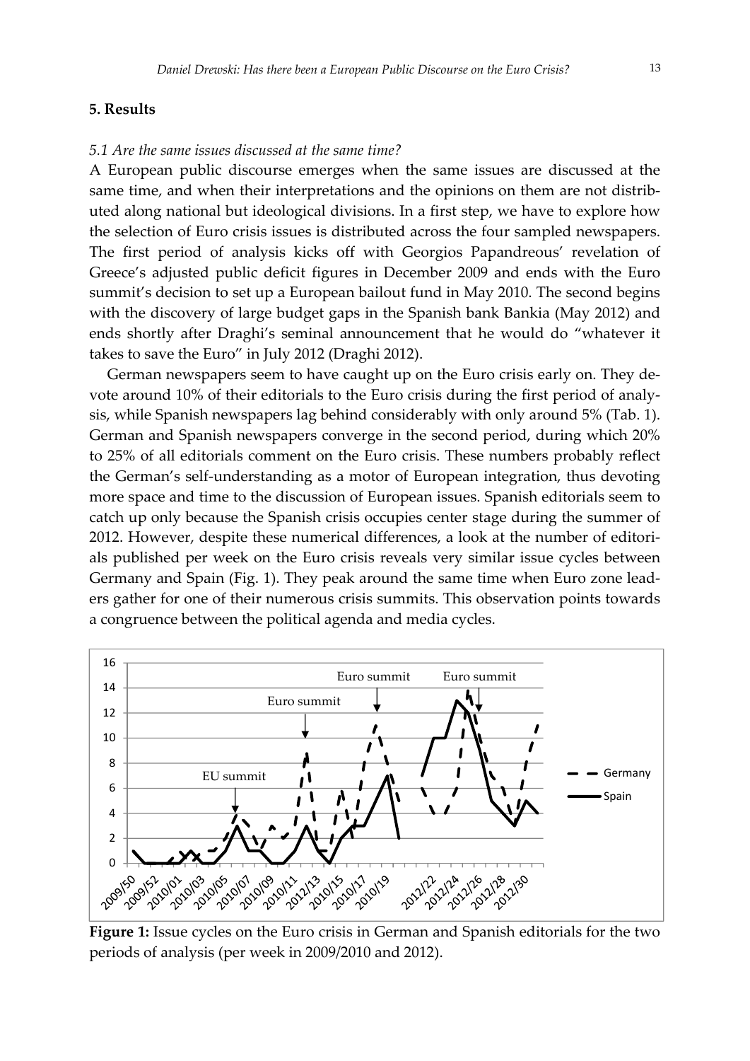## 5. Results

### *5.1 Are the same issues discussed at the same time?*

A European public discourse emerges when the same issues are discussed at the same time, and when their interpretations and the opinions on them are not distributed along national but ideological divisions. In a first step, we have to explore how the selection of Euro crisis issues is distributed across the four sampled newspapers. The first period of analysis kicks off with Georgios Papandreous' revelation of Greece's adjusted public deficit figures in December 2009 and ends with the Euro summit's decision to set up a European bailout fund in May 2010. The second begins with the discovery of large budget gaps in the Spanish bank Bankia (May 2012) and ends shortly after Draghi's seminal announcement that he would do "whatever it takes to save the Euro" in July 2012 (Draghi 2012).

German newspapers seem to have caught up on the Euro crisis early on. They devote around 10% of their editorials to the Euro crisis during the first period of analysis, while Spanish newspapers lag behind considerably with only around 5% (Tab. 1). German and Spanish newspapers converge in the second period, during which 20% to 25% of all editorials comment on the Euro crisis. These numbers probably reflect the German's self-understanding as a motor of European integration, thus devoting more space and time to the discussion of European issues. Spanish editorials seem to catch up only because the Spanish crisis occupies center stage during the summer of 2012. However, despite these numerical differences, a look at the number of editorials published per week on the Euro crisis reveals very similar issue cycles between Germany and Spain (Fig. 1). They peak around the same time when Euro zone leaders gather for one of their numerous crisis summits. This observation points towards a congruence between the political agenda and media cycles.

**Figure 1:** Issue cycles on the Euro crisis in German and Spanish editorials for the two periods of analysis (per week in 2009/2010 and 2012).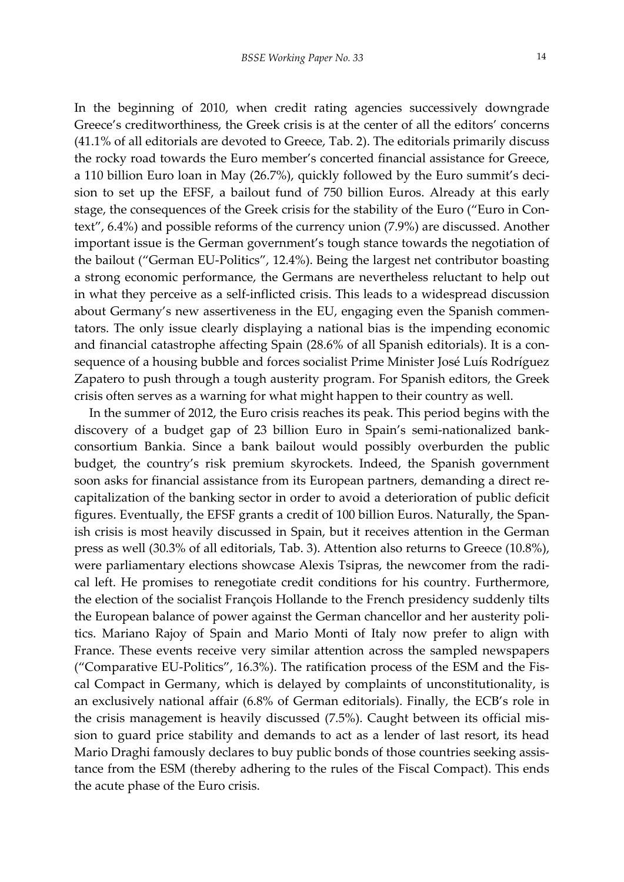In the beginning of 2010, when credit rating agencies successively downgrade Greece's creditworthiness, the Greek crisis is at the center of all the editors' concerns (41.1% of all editorials are devoted to Greece, Tab. 2). The editorials primarily discuss the rocky road towards the Euro member's concerted financial assistance for Greece, a 110 billion Euro loan in May (26.7%), quickly followed by the Euro summit's decision to set up the EFSF, a bailout fund of 750 billion Euros. Already at this early stage, the consequences of the Greek crisis for the stability of the Euro ("Euro in Context", 6.4%) and possible reforms of the currency union (7.9%) are discussed. Another important issue is the German government's tough stance towards the negotiation of the bailout ("German EU-Politics", 12.4%). Being the largest net contributor boasting a strong economic performance, the Germans are nevertheless reluctant to help out in what they perceive as a self-inflicted crisis. This leads to a widespread discussion about Germany's new assertiveness in the EU, engaging even the Spanish commentators. The only issue clearly displaying a national bias is the impending economic and financial catastrophe affecting Spain (28.6% of all Spanish editorials). It is a consequence of a housing bubble and forces socialist Prime Minister José Luís Rodríguez Zapatero to push through a tough austerity program. For Spanish editors, the Greek crisis often serves as a warning for what might happen to their country as well.

In the summer of 2012, the Euro crisis reaches its peak. This period begins with the discovery of a budget gap of 23 billion Euro in Spain's semi-nationalized bank-consortium Bankia. Since a bank bailout would possibly overburden the public budget, the country's risk premium skyrockets. Indeed, the Spanish government soon asks for financial assistance from its European partners, demanding a direct recapitalization of the banking sector in order to avoid a deterioration of public deficit figures. Eventually, the EFSF grants a credit of 100 billion Euros. Naturally, the Spanish crisis is most heavily discussed in Spain, but it receives attention in the German press as well (30.3% of all editorials, Tab. 3). Attention also returns to Greece (10.8%), were parliamentary elections showcase Alexis Tsipras, the newcomer from the radical left. He promises to renegotiate credit conditions for his country. Furthermore, the election of the socialist François Hollande to the French presidency suddenly tilts the European balance of power against the German chancellor and her austerity politics. Mariano Rajoy of Spain and Mario Monti of Italy now prefer to align with France. These events receive very similar attention across the sampled newspapers ("Comparative EU-Politics", 16.3%). The ratification process of the ESM and the Fiscal Compact in Germany, which is delayed by complaints of unconstitutionality, is an exclusively national affair (6.8% of German editorials). Finally, the ECB's role in the crisis management is heavily discussed (7.5%). Caught between its official mission to guard price stability and demands to act as a lender of last resort, its head Mario Draghi famously declares to buy public bonds of those countries seeking assistance from the ESM (thereby adhering to the rules of the Fiscal Compact). This ends the acute phase of the Euro crisis.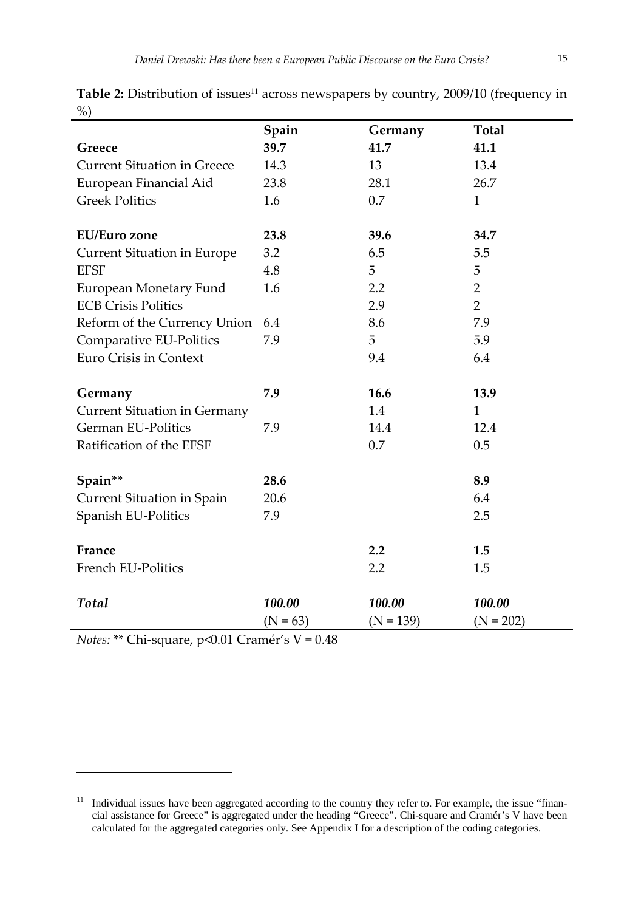**Table 2:** Distribution of issues[11] across newspapers by country, 2009/10 (frequency in %)

| | Spain | Germany | Total |
|---|---|---|---|
| **Greece** | **39.7** | **41.7** | **41.1** |
| Current Situation in Greece | 14.3 | 13 | 13.4 |
| European Financial Aid | 23.8 | 28.1 | 26.7 |
| Greek Politics | 1.6 | 0.7 | 1 |
| **EU/Euro zone** | **23.8** | **39.6** | **34.7** |
| Current Situation in Europe | 3.2 | 6.5 | 5.5 |
| EFSF | 4.8 | 5 | 5 |
| European Monetary Fund | 1.6 | 2.2 | 2 |
| ECB Crisis Politics | | 2.9 | 2 |
| Reform of the Currency Union | 6.4 | 8.6 | 7.9 |
| Comparative EU-Politics | 7.9 | 5 | 5.9 |
| Euro Crisis in Context | | 9.4 | 6.4 |
| **Germany** | **7.9** | **16.6** | **13.9** |
| Current Situation in Germany | | 1.4 | 1 |
| German EU-Politics | 7.9 | 14.4 | 12.4 |
| Ratification of the EFSF | | 0.7 | 0.5 |
| **Spain**** | **28.6** | | **8.9** |
| Current Situation in Spain | 20.6 | | 6.4 |
| Spanish EU-Politics | 7.9 | | 2.5 |
| **France** | | **2.2** | **1.5** |
| French EU-Politics | | 2.2 | 1.5 |
| ***Total*** | ***100.00*** | ***100.00*** | ***100.00*** |
| | (N = 63) | (N = 139) | (N = 202) |

*Notes:* ** Chi-square, $p<0.01$ Cramér's V = 0.48

[11] Individual issues have been aggregated according to the country they refer to. For example, the issue "financial assistance for Greece" is aggregated under the heading "Greece". Chi-square and Cramér's V have been calculated for the aggregated categories only. See Appendix I for a description of the coding categories.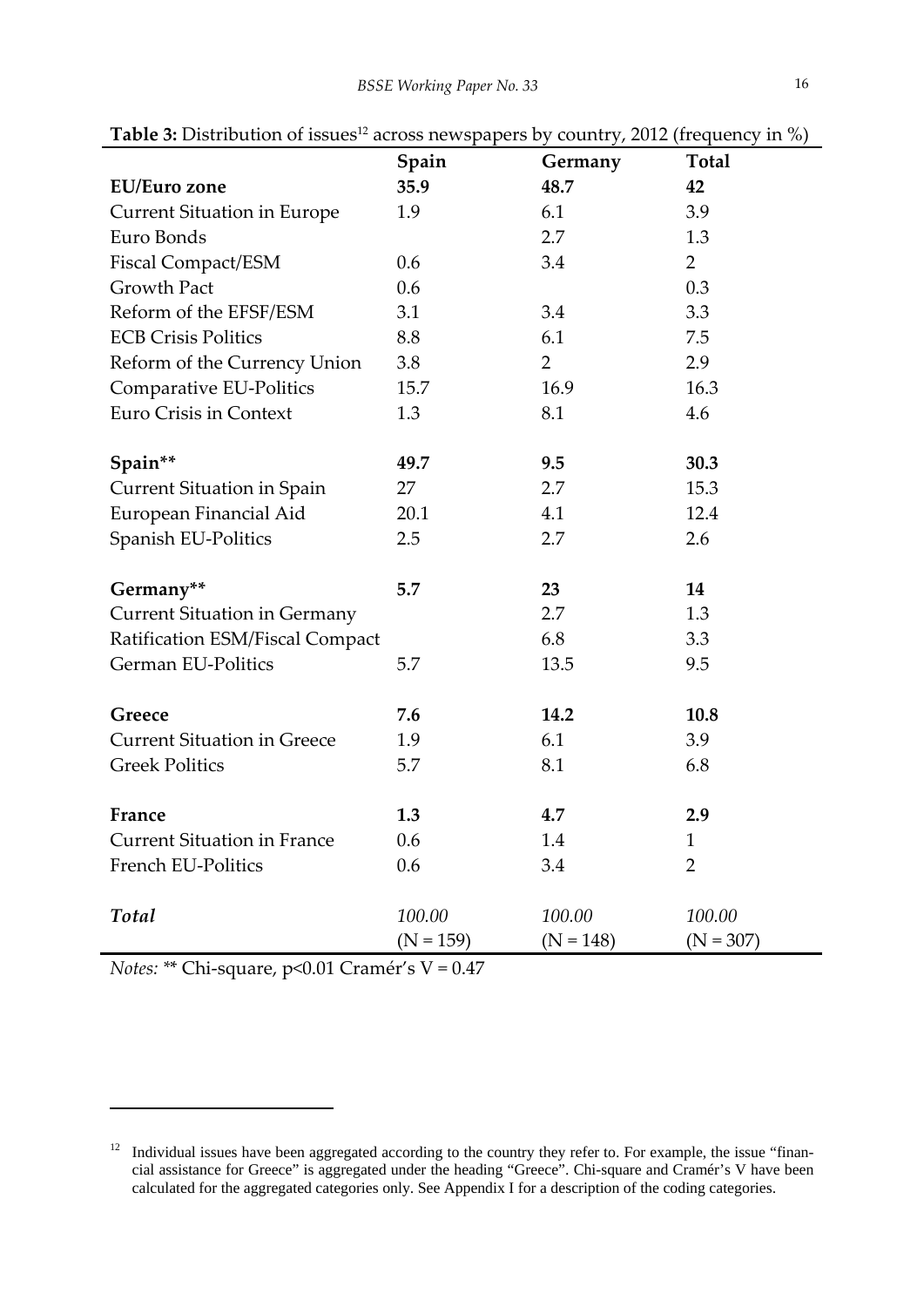**Table 3:** Distribution of issues[12] across newspapers by country, 2012 (frequency in %)

| | Spain | Germany | Total |
|---|---|---|---|
| **EU/Euro zone** | **35.9** | **48.7** | **42** |
| Current Situation in Europe | 1.9 | 6.1 | 3.9 |
| Euro Bonds | | 2.7 | 1.3 |
| Fiscal Compact/ESM | 0.6 | 3.4 | 2 |
| Growth Pact | 0.6 | | 0.3 |
| Reform of the EFSF/ESM | 3.1 | 3.4 | 3.3 |
| ECB Crisis Politics | 8.8 | 6.1 | 7.5 |
| Reform of the Currency Union | 3.8 | 2 | 2.9 |
| Comparative EU-Politics | 15.7 | 16.9 | 16.3 |
| Euro Crisis in Context | 1.3 | 8.1 | 4.6 |
| | | | |
| **Spain**** | **49.7** | **9.5** | **30.3** |
| Current Situation in Spain | 27 | 2.7 | 15.3 |
| European Financial Aid | 20.1 | 4.1 | 12.4 |
| Spanish EU-Politics | 2.5 | 2.7 | 2.6 |
| | | | |
| **Germany**** | **5.7** | **23** | **14** |
| Current Situation in Germany | | 2.7 | 1.3 |
| Ratification ESM/Fiscal Compact | | 6.8 | 3.3 |
| German EU-Politics | 5.7 | 13.5 | 9.5 |
| | | | |
| **Greece** | **7.6** | **14.2** | **10.8** |
| Current Situation in Greece | 1.9 | 6.1 | 3.9 |
| Greek Politics | 5.7 | 8.1 | 6.8 |
| | | | |
| **France** | **1.3** | **4.7** | **2.9** |
| Current Situation in France | 0.6 | 1.4 | 1 |
| French EU-Politics | 0.6 | 3.4 | 2 |
| | | | |
| ***Total*** | *100.00* | *100.00* | *100.00* |
| | (N = 159) | (N = 148) | (N = 307) |

*Notes:* ** Chi-square, $p<0.01$ Cramér's V = 0.47

[12] Individual issues have been aggregated according to the country they refer to. For example, the issue "financial assistance for Greece" is aggregated under the heading "Greece". Chi-square and Cramér's V have been calculated for the aggregated categories only. See Appendix I for a description of the coding categories.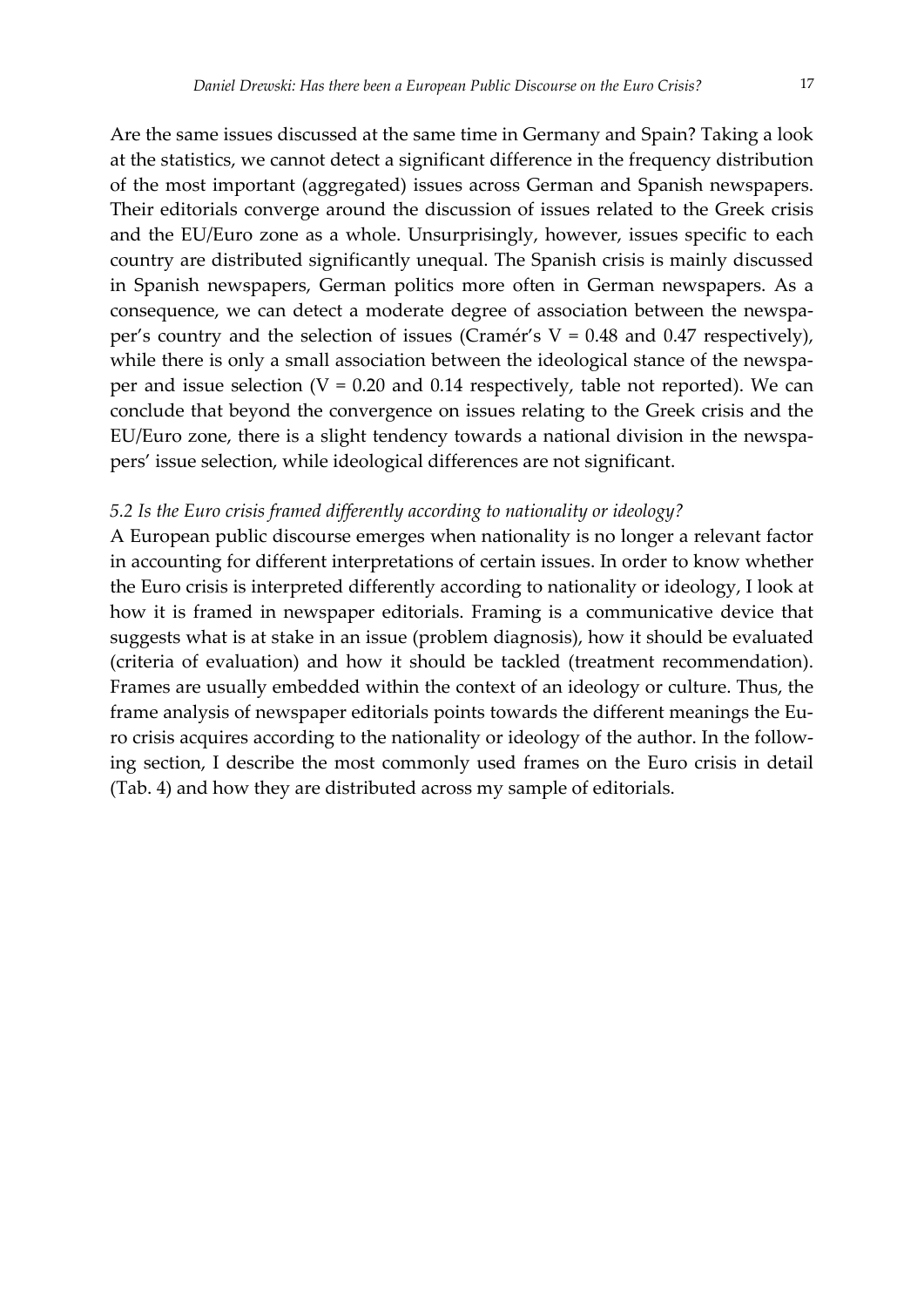Are the same issues discussed at the same time in Germany and Spain? Taking a look at the statistics, we cannot detect a significant difference in the frequency distribution of the most important (aggregated) issues across German and Spanish newspapers. Their editorials converge around the discussion of issues related to the Greek crisis and the EU/Euro zone as a whole. Unsurprisingly, however, issues specific to each country are distributed significantly unequal. The Spanish crisis is mainly discussed in Spanish newspapers, German politics more often in German newspapers. As a consequence, we can detect a moderate degree of association between the newspaper's country and the selection of issues (Cramér's $V = 0.48$ and $0.47$ respectively), while there is only a small association between the ideological stance of the newspaper and issue selection ($V = 0.20$ and $0.14$ respectively, table not reported). We can conclude that beyond the convergence on issues relating to the Greek crisis and the EU/Euro zone, there is a slight tendency towards a national division in the newspapers' issue selection, while ideological differences are not significant.

### *5.2 Is the Euro crisis framed differently according to nationality or ideology?*

A European public discourse emerges when nationality is no longer a relevant factor in accounting for different interpretations of certain issues. In order to know whether the Euro crisis is interpreted differently according to nationality or ideology, I look at how it is framed in newspaper editorials. Framing is a communicative device that suggests what is at stake in an issue (problem diagnosis), how it should be evaluated (criteria of evaluation) and how it should be tackled (treatment recommendation). Frames are usually embedded within the context of an ideology or culture. Thus, the frame analysis of newspaper editorials points towards the different meanings the Euro crisis acquires according to the nationality or ideology of the author. In the following section, I describe the most commonly used frames on the Euro crisis in detail (Tab. 4) and how they are distributed across my sample of editorials.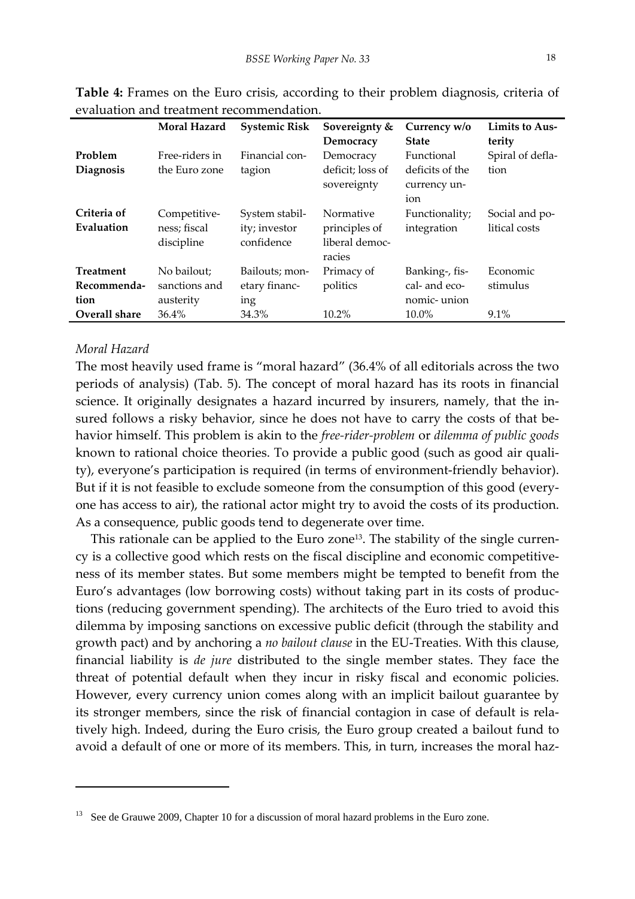**Table 4:** Frames on the Euro crisis, according to their problem diagnosis, criteria of evaluation and treatment recommendation.

| | Moral Hazard | Systemic Risk | Sovereignty & Democracy | Currency w/o State | Limits to Austerity |
|---|---|---|---|---|---|
| **Problem Diagnosis** | Free-riders in the Euro zone | Financial contagion | Democracy deficit; loss of sovereignty | Functional deficits of the currency union | Spiral of deflation |
| **Criteria of Evaluation** | Competitiveness; fiscal discipline | System stability; investor confidence | Normative principles of liberal democracies | Functionality; integration | Social and political costs |
| **Treatment Recommendation** | No bailout; sanctions and austerity | Bailouts; monetary financing | Primacy of politics | Banking-, fiscal- and economic- union | Economic stimulus |
| **Overall share** | 36.4% | 34.3% | 10.2% | 10.0% | 9.1% |

*Moral Hazard*

The most heavily used frame is "moral hazard" (36.4% of all editorials across the two periods of analysis) (Tab. 5). The concept of moral hazard has its roots in financial science. It originally designates a hazard incurred by insurers, namely, that the insured follows a risky behavior, since he does not have to carry the costs of that behavior himself. This problem is akin to the *free-rider-problem* or *dilemma of public goods* known to rational choice theories. To provide a public good (such as good air quality), everyone's participation is required (in terms of environment-friendly behavior). But if it is not feasible to exclude someone from the consumption of this good (everyone has access to air), the rational actor might try to avoid the costs of its production. As a consequence, public goods tend to degenerate over time.

This rationale can be applied to the Euro zone[13]. The stability of the single currency is a collective good which rests on the fiscal discipline and economic competitiveness of its member states. But some members might be tempted to benefit from the Euro's advantages (low borrowing costs) without taking part in its costs of productions (reducing government spending). The architects of the Euro tried to avoid this dilemma by imposing sanctions on excessive public deficit (through the stability and growth pact) and by anchoring a *no bailout clause* in the EU-Treaties. With this clause, financial liability is *de jure* distributed to the single member states. They face the threat of potential default when they incur in risky fiscal and economic policies. However, every currency union comes along with an implicit bailout guarantee by its stronger members, since the risk of financial contagion in case of default is relatively high. Indeed, during the Euro crisis, the Euro group created a bailout fund to avoid a default of one or more of its members. This, in turn, increases the moral haz-

[13] See de Grauwe 2009, Chapter 10 for a discussion of moral hazard problems in the Euro zone.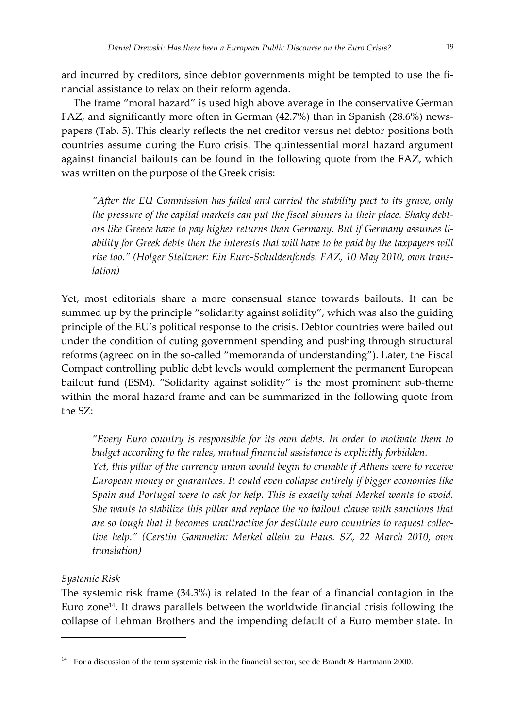ard incurred by creditors, since debtor governments might be tempted to use the financial assistance to relax on their reform agenda.

The frame "moral hazard" is used high above average in the conservative German FAZ, and significantly more often in German (42.7%) than in Spanish (28.6%) newspapers (Tab. 5). This clearly reflects the net creditor versus net debtor positions both countries assume during the Euro crisis. The quintessential moral hazard argument against financial bailouts can be found in the following quote from the FAZ, which was written on the purpose of the Greek crisis:

> *"After the EU Commission has failed and carried the stability pact to its grave, only the pressure of the capital markets can put the fiscal sinners in their place. Shaky debtors like Greece have to pay higher returns than Germany. But if Germany assumes liability for Greek debts then the interests that will have to be paid by the taxpayers will rise too." (Holger Steltzner: Ein Euro-Schuldenfonds. FAZ, 10 May 2010, own translation)*

Yet, most editorials share a more consensual stance towards bailouts. It can be summed up by the principle "solidarity against solidity", which was also the guiding principle of the EU's political response to the crisis. Debtor countries were bailed out under the condition of cuting government spending and pushing through structural reforms (agreed on in the so-called "memoranda of understanding"). Later, the Fiscal Compact controlling public debt levels would complement the permanent European bailout fund (ESM). "Solidarity against solidity" is the most prominent sub-theme within the moral hazard frame and can be summarized in the following quote from the SZ:

> *"Every Euro country is responsible for its own debts. In order to motivate them to budget according to the rules, mutual financial assistance is explicitly forbidden.*
> *Yet, this pillar of the currency union would begin to crumble if Athens were to receive European money or guarantees. It could even collapse entirely if bigger economies like Spain and Portugal were to ask for help. This is exactly what Merkel wants to avoid. She wants to stabilize this pillar and replace the no bailout clause with sanctions that are so tough that it becomes unattractive for destitute euro countries to request collective help." (Cerstin Gammelin: Merkel allein zu Haus. SZ, 22 March 2010, own translation)*

*Systemic Risk*

The systemic risk frame (34.3%) is related to the fear of a financial contagion in the Euro zone[14]. It draws parallels between the worldwide financial crisis following the collapse of Lehman Brothers and the impending default of a Euro member state. In

---

[14] For a discussion of the term systemic risk in the financial sector, see de Brandt & Hartmann 2000.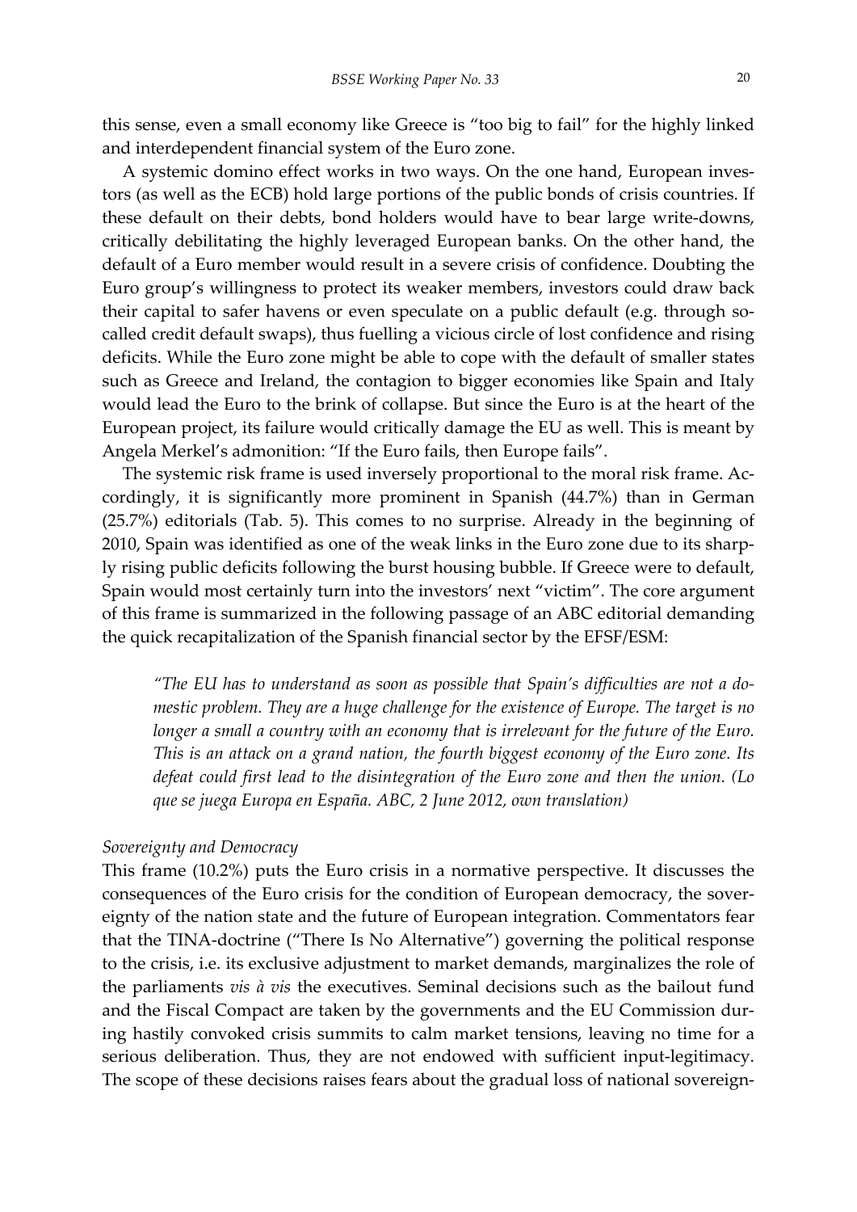this sense, even a small economy like Greece is "too big to fail" for the highly linked and interdependent financial system of the Euro zone.

A systemic domino effect works in two ways. On the one hand, European investors (as well as the ECB) hold large portions of the public bonds of crisis countries. If these default on their debts, bond holders would have to bear large write-downs, critically debilitating the highly leveraged European banks. On the other hand, the default of a Euro member would result in a severe crisis of confidence. Doubting the Euro group's willingness to protect its weaker members, investors could draw back their capital to safer havens or even speculate on a public default (e.g. through so-called credit default swaps), thus fuelling a vicious circle of lost confidence and rising deficits. While the Euro zone might be able to cope with the default of smaller states such as Greece and Ireland, the contagion to bigger economies like Spain and Italy would lead the Euro to the brink of collapse. But since the Euro is at the heart of the European project, its failure would critically damage the EU as well. This is meant by Angela Merkel's admonition: "If the Euro fails, then Europe fails".

The systemic risk frame is used inversely proportional to the moral risk frame. Accordingly, it is significantly more prominent in Spanish (44.7%) than in German (25.7%) editorials (Tab. 5). This comes to no surprise. Already in the beginning of 2010, Spain was identified as one of the weak links in the Euro zone due to its sharply rising public deficits following the burst housing bubble. If Greece were to default, Spain would most certainly turn into the investors' next "victim". The core argument of this frame is summarized in the following passage of an ABC editorial demanding the quick recapitalization of the Spanish financial sector by the EFSF/ESM:

> *"The EU has to understand as soon as possible that Spain's difficulties are not a domestic problem. They are a huge challenge for the existence of Europe. The target is no longer a small a country with an economy that is irrelevant for the future of the Euro. This is an attack on a grand nation, the fourth biggest economy of the Euro zone. Its defeat could first lead to the disintegration of the Euro zone and then the union. (Lo que se juega Europa en España. ABC, 2 June 2012, own translation)*

*Sovereignty and Democracy*

This frame (10.2%) puts the Euro crisis in a normative perspective. It discusses the consequences of the Euro crisis for the condition of European democracy, the sovereignty of the nation state and the future of European integration. Commentators fear that the TINA-doctrine ("There Is No Alternative") governing the political response to the crisis, i.e. its exclusive adjustment to market demands, marginalizes the role of the parliaments *vis à vis* the executives. Seminal decisions such as the bailout fund and the Fiscal Compact are taken by the governments and the EU Commission during hastily convoked crisis summits to calm market tensions, leaving no time for a serious deliberation. Thus, they are not endowed with sufficient input-legitimacy. The scope of these decisions raises fears about the gradual loss of national sovereign-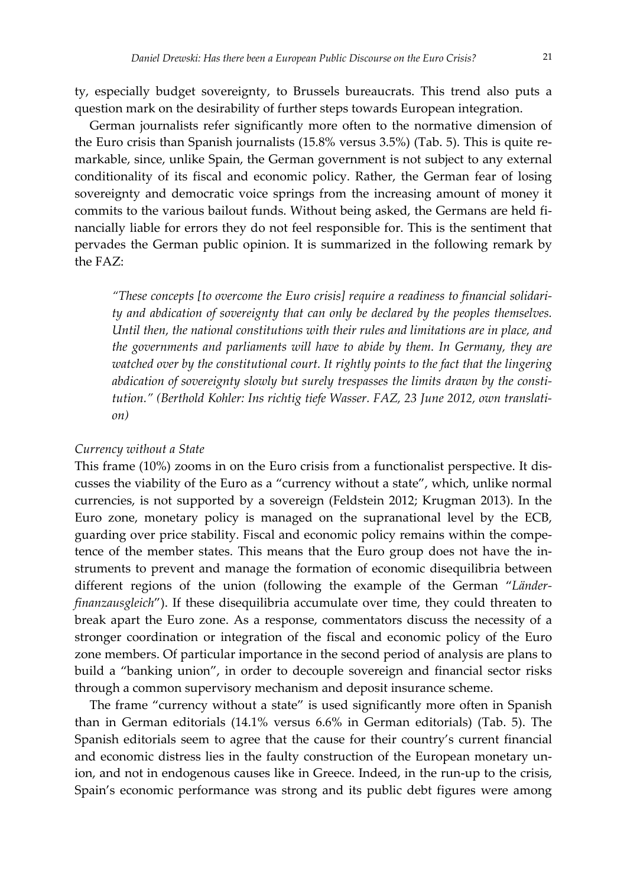ty, especially budget sovereignty, to Brussels bureaucrats. This trend also puts a question mark on the desirability of further steps towards European integration.

German journalists refer significantly more often to the normative dimension of the Euro crisis than Spanish journalists (15.8% versus 3.5%) (Tab. 5). This is quite remarkable, since, unlike Spain, the German government is not subject to any external conditionality of its fiscal and economic policy. Rather, the German fear of losing sovereignty and democratic voice springs from the increasing amount of money it commits to the various bailout funds. Without being asked, the Germans are held financially liable for errors they do not feel responsible for. This is the sentiment that pervades the German public opinion. It is summarized in the following remark by the FAZ:

> *"These concepts [to overcome the Euro crisis] require a readiness to financial solidarity and abdication of sovereignty that can only be declared by the peoples themselves. Until then, the national constitutions with their rules and limitations are in place, and the governments and parliaments will have to abide by them. In Germany, they are watched over by the constitutional court. It rightly points to the fact that the lingering abdication of sovereignty slowly but surely trespasses the limits drawn by the constitution." (Berthold Kohler: Ins richtig tiefe Wasser. FAZ, 23 June 2012, own translation)*

*Currency without a State*

This frame (10%) zooms in on the Euro crisis from a functionalist perspective. It discusses the viability of the Euro as a "currency without a state", which, unlike normal currencies, is not supported by a sovereign (Feldstein 2012; Krugman 2013). In the Euro zone, monetary policy is managed on the supranational level by the ECB, guarding over price stability. Fiscal and economic policy remains within the competence of the member states. This means that the Euro group does not have the instruments to prevent and manage the formation of economic disequilibria between different regions of the union (following the example of the German "*Länderfinanzausgleich*"). If these disequilibria accumulate over time, they could threaten to break apart the Euro zone. As a response, commentators discuss the necessity of a stronger coordination or integration of the fiscal and economic policy of the Euro zone members. Of particular importance in the second period of analysis are plans to build a "banking union", in order to decouple sovereign and financial sector risks through a common supervisory mechanism and deposit insurance scheme.

The frame "currency without a state" is used significantly more often in Spanish than in German editorials (14.1% versus 6.6% in German editorials) (Tab. 5). The Spanish editorials seem to agree that the cause for their country's current financial and economic distress lies in the faulty construction of the European monetary union, and not in endogenous causes like in Greece. Indeed, in the run-up to the crisis, Spain's economic performance was strong and its public debt figures were among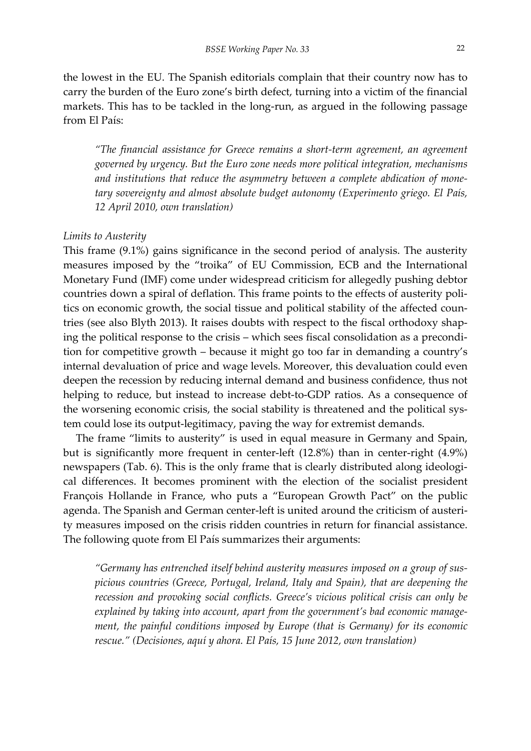the lowest in the EU. The Spanish editorials complain that their country now has to carry the burden of the Euro zone's birth defect, turning into a victim of the financial markets. This has to be tackled in the long-run, as argued in the following passage from El País:

> *"The financial assistance for Greece remains a short-term agreement, an agreement governed by urgency. But the Euro zone needs more political integration, mechanisms and institutions that reduce the asymmetry between a complete abdication of monetary sovereignty and almost absolute budget autonomy (Experimento griego. El País, 12 April 2010, own translation)*

*Limits to Austerity*

This frame (9.1%) gains significance in the second period of analysis. The austerity measures imposed by the "troika" of EU Commission, ECB and the International Monetary Fund (IMF) come under widespread criticism for allegedly pushing debtor countries down a spiral of deflation. This frame points to the effects of austerity politics on economic growth, the social tissue and political stability of the affected countries (see also Blyth 2013). It raises doubts with respect to the fiscal orthodoxy shaping the political response to the crisis – which sees fiscal consolidation as a precondition for competitive growth – because it might go too far in demanding a country's internal devaluation of price and wage levels. Moreover, this devaluation could even deepen the recession by reducing internal demand and business confidence, thus not helping to reduce, but instead to increase debt-to-GDP ratios. As a consequence of the worsening economic crisis, the social stability is threatened and the political system could lose its output-legitimacy, paving the way for extremist demands.

The frame "limits to austerity" is used in equal measure in Germany and Spain, but is significantly more frequent in center-left (12.8%) than in center-right (4.9%) newspapers (Tab. 6). This is the only frame that is clearly distributed along ideological differences. It becomes prominent with the election of the socialist president François Hollande in France, who puts a "European Growth Pact" on the public agenda. The Spanish and German center-left is united around the criticism of austerity measures imposed on the crisis ridden countries in return for financial assistance. The following quote from El País summarizes their arguments:

> *"Germany has entrenched itself behind austerity measures imposed on a group of suspicious countries (Greece, Portugal, Ireland, Italy and Spain), that are deepening the recession and provoking social conflicts. Greece's vicious political crisis can only be explained by taking into account, apart from the government's bad economic management, the painful conditions imposed by Europe (that is Germany) for its economic rescue." (Decisiones, aquí y ahora. El País, 15 June 2012, own translation)*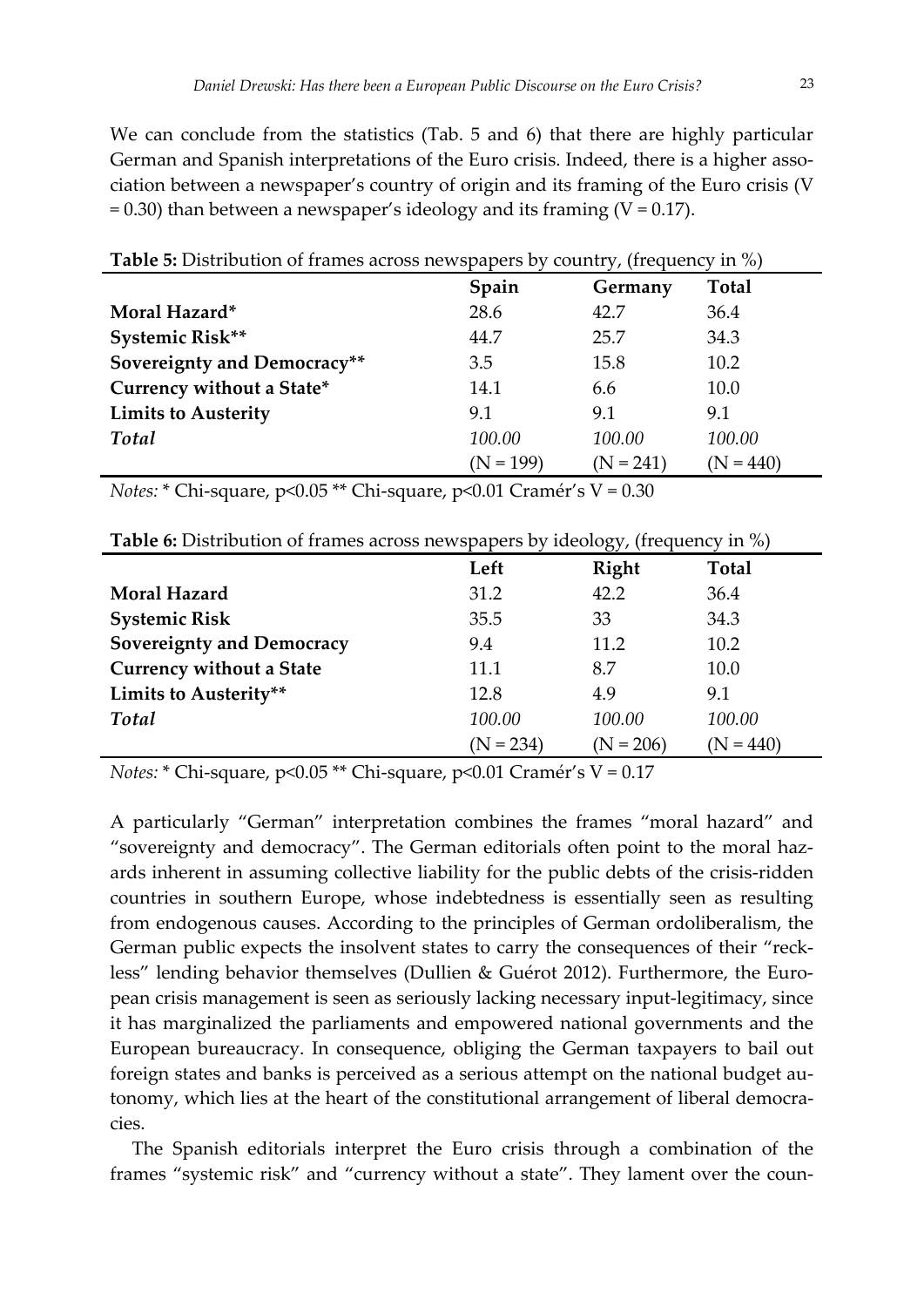We can conclude from the statistics (Tab. 5 and 6) that there are highly particular German and Spanish interpretations of the Euro crisis. Indeed, there is a higher association between a newspaper's country of origin and its framing of the Euro crisis (V = 0.30) than between a newspaper's ideology and its framing (V = 0.17).

**Table 5:** Distribution of frames across newspapers by country, (frequency in %)

| | Spain | Germany | Total |
|---|---|---|---|
| **Moral Hazard*** | 28.6 | 42.7 | 36.4 |
| **Systemic Risk**** | 44.7 | 25.7 | 34.3 |
| **Sovereignty and Democracy**** | 3.5 | 15.8 | 10.2 |
| **Currency without a State*** | 14.1 | 6.6 | 10.0 |
| **Limits to Austerity** | 9.1 | 9.1 | 9.1 |
| ***Total*** | *100.00* | *100.00* | *100.00* |
| | (N = 199) | (N = 241) | (N = 440) |

*Notes:* * Chi-square, $p<0.05$ ** Chi-square, $p<0.01$ Cramér's V = 0.30

**Table 6:** Distribution of frames across newspapers by ideology, (frequency in %)

| | Left | Right | Total |
|---|---|---|---|
| **Moral Hazard** | 31.2 | 42.2 | 36.4 |
| **Systemic Risk** | 35.5 | 33 | 34.3 |
| **Sovereignty and Democracy** | 9.4 | 11.2 | 10.2 |
| **Currency without a State** | 11.1 | 8.7 | 10.0 |
| **Limits to Austerity**** | 12.8 | 4.9 | 9.1 |
| ***Total*** | *100.00* | *100.00* | *100.00* |
| | (N = 234) | (N = 206) | (N = 440) |

*Notes:* * Chi-square, $p<0.05$ ** Chi-square, $p<0.01$ Cramér's V = 0.17

A particularly "German" interpretation combines the frames "moral hazard" and "sovereignty and democracy". The German editorials often point to the moral hazards inherent in assuming collective liability for the public debts of the crisis-ridden countries in southern Europe, whose indebtedness is essentially seen as resulting from endogenous causes. According to the principles of German ordoliberalism, the German public expects the insolvent states to carry the consequences of their "reckless" lending behavior themselves (Dullien & Guérot 2012). Furthermore, the European crisis management is seen as seriously lacking necessary input-legitimacy, since it has marginalized the parliaments and empowered national governments and the European bureaucracy. In consequence, obliging the German taxpayers to bail out foreign states and banks is perceived as a serious attempt on the national budget autonomy, which lies at the heart of the constitutional arrangement of liberal democracies.

The Spanish editorials interpret the Euro crisis through a combination of the frames "systemic risk" and "currency without a state". They lament over the coun-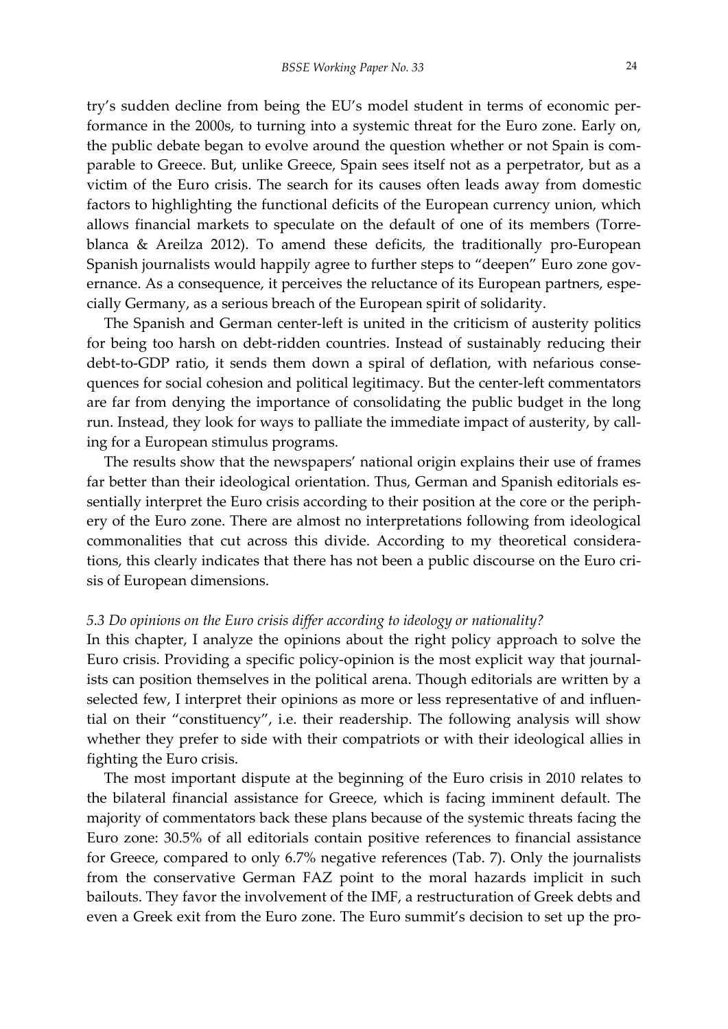try's sudden decline from being the EU's model student in terms of economic performance in the 2000s, to turning into a systemic threat for the Euro zone. Early on, the public debate began to evolve around the question whether or not Spain is comparable to Greece. But, unlike Greece, Spain sees itself not as a perpetrator, but as a victim of the Euro crisis. The search for its causes often leads away from domestic factors to highlighting the functional deficits of the European currency union, which allows financial markets to speculate on the default of one of its members (Torreblanca & Areilza 2012). To amend these deficits, the traditionally pro-European Spanish journalists would happily agree to further steps to "deepen" Euro zone governance. As a consequence, it perceives the reluctance of its European partners, especially Germany, as a serious breach of the European spirit of solidarity.

The Spanish and German center-left is united in the criticism of austerity politics for being too harsh on debt-ridden countries. Instead of sustainably reducing their debt-to-GDP ratio, it sends them down a spiral of deflation, with nefarious consequences for social cohesion and political legitimacy. But the center-left commentators are far from denying the importance of consolidating the public budget in the long run. Instead, they look for ways to palliate the immediate impact of austerity, by calling for a European stimulus programs.

The results show that the newspapers' national origin explains their use of frames far better than their ideological orientation. Thus, German and Spanish editorials essentially interpret the Euro crisis according to their position at the core or the periphery of the Euro zone. There are almost no interpretations following from ideological commonalities that cut across this divide. According to my theoretical considerations, this clearly indicates that there has not been a public discourse on the Euro crisis of European dimensions.

### *5.3 Do opinions on the Euro crisis differ according to ideology or nationality?*

In this chapter, I analyze the opinions about the right policy approach to solve the Euro crisis. Providing a specific policy-opinion is the most explicit way that journalists can position themselves in the political arena. Though editorials are written by a selected few, I interpret their opinions as more or less representative of and influential on their "constituency", i.e. their readership. The following analysis will show whether they prefer to side with their compatriots or with their ideological allies in fighting the Euro crisis.

The most important dispute at the beginning of the Euro crisis in 2010 relates to the bilateral financial assistance for Greece, which is facing imminent default. The majority of commentators back these plans because of the systemic threats facing the Euro zone: 30.5% of all editorials contain positive references to financial assistance for Greece, compared to only 6.7% negative references (Tab. 7). Only the journalists from the conservative German FAZ point to the moral hazards implicit in such bailouts. They favor the involvement of the IMF, a restructuration of Greek debts and even a Greek exit from the Euro zone. The Euro summit's decision to set up the pro-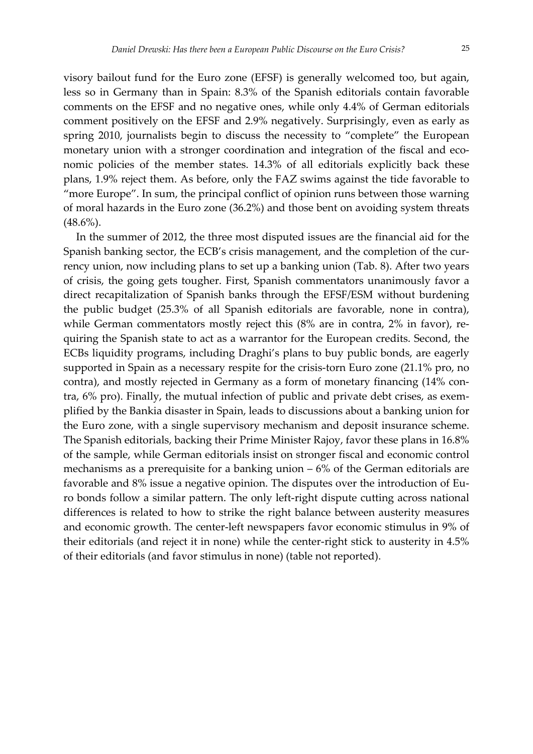visory bailout fund for the Euro zone (EFSF) is generally welcomed too, but again, less so in Germany than in Spain: 8.3% of the Spanish editorials contain favorable comments on the EFSF and no negative ones, while only 4.4% of German editorials comment positively on the EFSF and 2.9% negatively. Surprisingly, even as early as spring 2010, journalists begin to discuss the necessity to "complete" the European monetary union with a stronger coordination and integration of the fiscal and economic policies of the member states. 14.3% of all editorials explicitly back these plans, 1.9% reject them. As before, only the FAZ swims against the tide favorable to "more Europe". In sum, the principal conflict of opinion runs between those warning of moral hazards in the Euro zone (36.2%) and those bent on avoiding system threats (48.6%).

In the summer of 2012, the three most disputed issues are the financial aid for the Spanish banking sector, the ECB's crisis management, and the completion of the currency union, now including plans to set up a banking union (Tab. 8). After two years of crisis, the going gets tougher. First, Spanish commentators unanimously favor a direct recapitalization of Spanish banks through the EFSF/ESM without burdening the public budget (25.3% of all Spanish editorials are favorable, none in contra), while German commentators mostly reject this (8% are in contra, 2% in favor), requiring the Spanish state to act as a warrantor for the European credits. Second, the ECBs liquidity programs, including Draghi's plans to buy public bonds, are eagerly supported in Spain as a necessary respite for the crisis-torn Euro zone (21.1% pro, no contra), and mostly rejected in Germany as a form of monetary financing (14% contra, 6% pro). Finally, the mutual infection of public and private debt crises, as exemplified by the Bankia disaster in Spain, leads to discussions about a banking union for the Euro zone, with a single supervisory mechanism and deposit insurance scheme. The Spanish editorials, backing their Prime Minister Rajoy, favor these plans in 16.8% of the sample, while German editorials insist on stronger fiscal and economic control mechanisms as a prerequisite for a banking union – 6% of the German editorials are favorable and 8% issue a negative opinion. The disputes over the introduction of Euro bonds follow a similar pattern. The only left-right dispute cutting across national differences is related to how to strike the right balance between austerity measures and economic growth. The center-left newspapers favor economic stimulus in 9% of their editorials (and reject it in none) while the center-right stick to austerity in 4.5% of their editorials (and favor stimulus in none) (table not reported).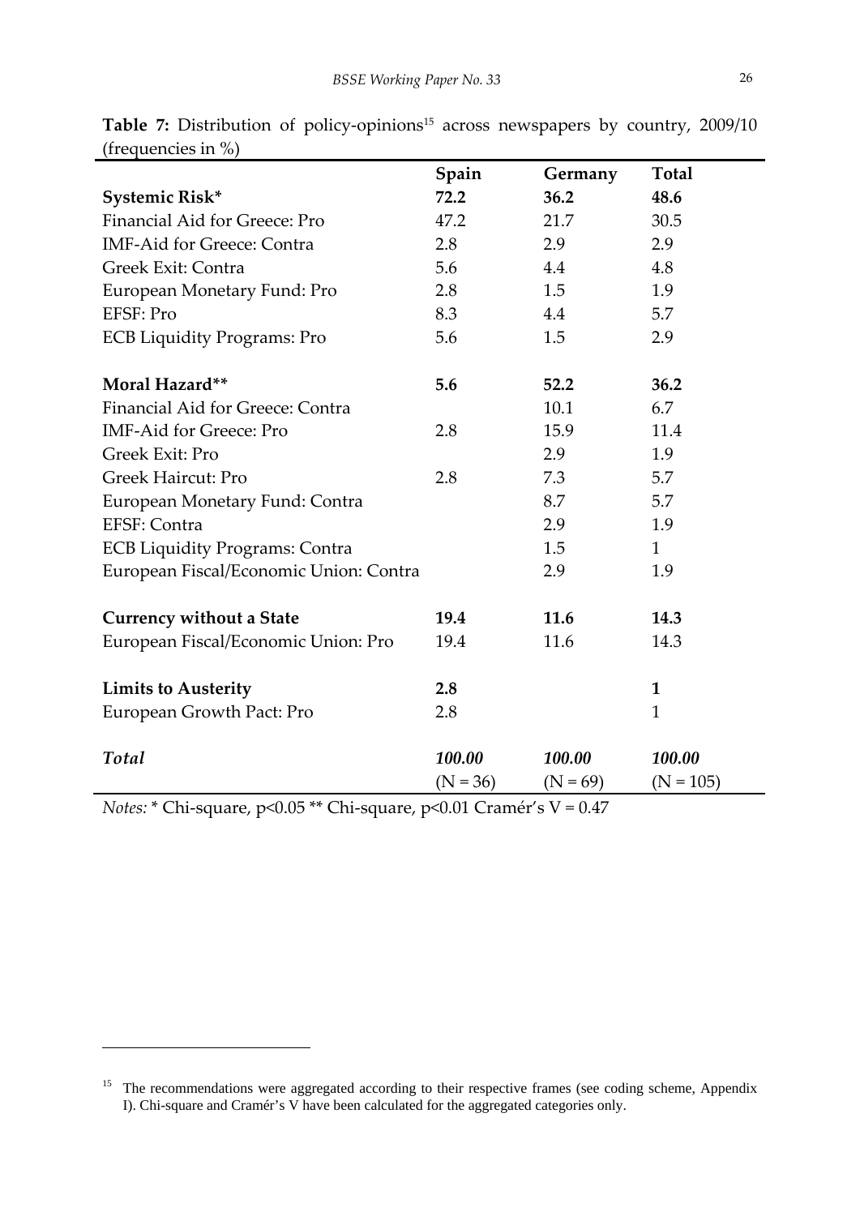**Table 7:** Distribution of policy-opinions[15] across newspapers by country, 2009/10 (frequencies in %)

| | Spain | Germany | Total |
|---|---|---|---|
| **Systemic Risk*** | **72.2** | **36.2** | **48.6** |
| Financial Aid for Greece: Pro | 47.2 | 21.7 | 30.5 |
| IMF-Aid for Greece: Contra | 2.8 | 2.9 | 2.9 |
| Greek Exit: Contra | 5.6 | 4.4 | 4.8 |
| European Monetary Fund: Pro | 2.8 | 1.5 | 1.9 |
| EFSF: Pro | 8.3 | 4.4 | 5.7 |
| ECB Liquidity Programs: Pro | 5.6 | 1.5 | 2.9 |
| **Moral Hazard**** | **5.6** | **52.2** | **36.2** |
| Financial Aid for Greece: Contra | | 10.1 | 6.7 |
| IMF-Aid for Greece: Pro | 2.8 | 15.9 | 11.4 |
| Greek Exit: Pro | | 2.9 | 1.9 |
| Greek Haircut: Pro | 2.8 | 7.3 | 5.7 |
| European Monetary Fund: Contra | | 8.7 | 5.7 |
| EFSF: Contra | | 2.9 | 1.9 |
| ECB Liquidity Programs: Contra | | 1.5 | 1 |
| European Fiscal/Economic Union: Contra | | 2.9 | 1.9 |
| **Currency without a State** | **19.4** | **11.6** | **14.3** |
| European Fiscal/Economic Union: Pro | 19.4 | 11.6 | 14.3 |
| **Limits to Austerity** | **2.8** | | **1** |
| European Growth Pact: Pro | 2.8 | | 1 |
| ***Total*** | ***100.00*** (N = 36) | ***100.00*** (N = 69) | ***100.00*** (N = 105) |

*Notes:* * Chi-square, $p<0.05$ ** Chi-square, $p<0.01$ Cramér's V = 0.47

[15] The recommendations were aggregated according to their respective frames (see coding scheme, Appendix I). Chi-square and Cramér's V have been calculated for the aggregated categories only.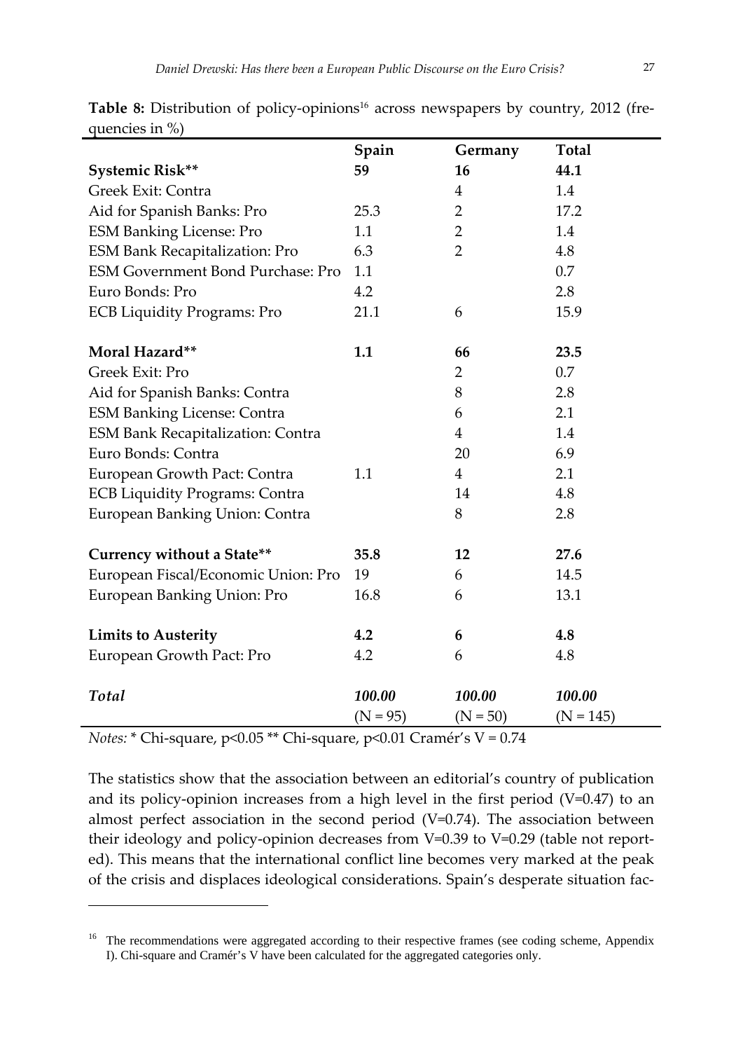**Table 8:** Distribution of policy-opinions[16] across newspapers by country, 2012 (frequencies in %)

| | Spain | Germany | Total |
|---|---|---|---|
| **Systemic Risk\*\*** | **59** | **16** | **44.1** |
| Greek Exit: Contra | | 4 | 1.4 |
| Aid for Spanish Banks: Pro | 25.3 | 2 | 17.2 |
| ESM Banking License: Pro | 1.1 | 2 | 1.4 |
| ESM Bank Recapitalization: Pro | 6.3 | 2 | 4.8 |
| ESM Government Bond Purchase: Pro | 1.1 | | 0.7 |
| Euro Bonds: Pro | 4.2 | | 2.8 |
| ECB Liquidity Programs: Pro | 21.1 | 6 | 15.9 |
| **Moral Hazard\*\*** | **1.1** | **66** | **23.5** |
| Greek Exit: Pro | | 2 | 0.7 |
| Aid for Spanish Banks: Contra | | 8 | 2.8 |
| ESM Banking License: Contra | | 6 | 2.1 |
| ESM Bank Recapitalization: Contra | | 4 | 1.4 |
| Euro Bonds: Contra | | 20 | 6.9 |
| European Growth Pact: Contra | 1.1 | 4 | 2.1 |
| ECB Liquidity Programs: Contra | | 14 | 4.8 |
| European Banking Union: Contra | | 8 | 2.8 |
| **Currency without a State\*\*** | **35.8** | **12** | **27.6** |
| European Fiscal/Economic Union: Pro | 19 | 6 | 14.5 |
| European Banking Union: Pro | 16.8 | 6 | 13.1 |
| **Limits to Austerity** | **4.2** | **6** | **4.8** |
| European Growth Pact: Pro | 4.2 | 6 | 4.8 |
| ***Total*** | ***100.00*** (N = 95) | ***100.00*** (N = 50) | ***100.00*** (N = 145) |

*Notes:* * Chi-square, $p<0.05$ ** Chi-square, $p<0.01$ Cramér's V = 0.74

The statistics show that the association between an editorial's country of publication and its policy-opinion increases from a high level in the first period (V=0.47) to an almost perfect association in the second period (V=0.74). The association between their ideology and policy-opinion decreases from V=0.39 to V=0.29 (table not reported). This means that the international conflict line becomes very marked at the peak of the crisis and displaces ideological considerations. Spain's desperate situation fac-

[16] The recommendations were aggregated according to their respective frames (see coding scheme, Appendix I). Chi-square and Cramér's V have been calculated for the aggregated categories only.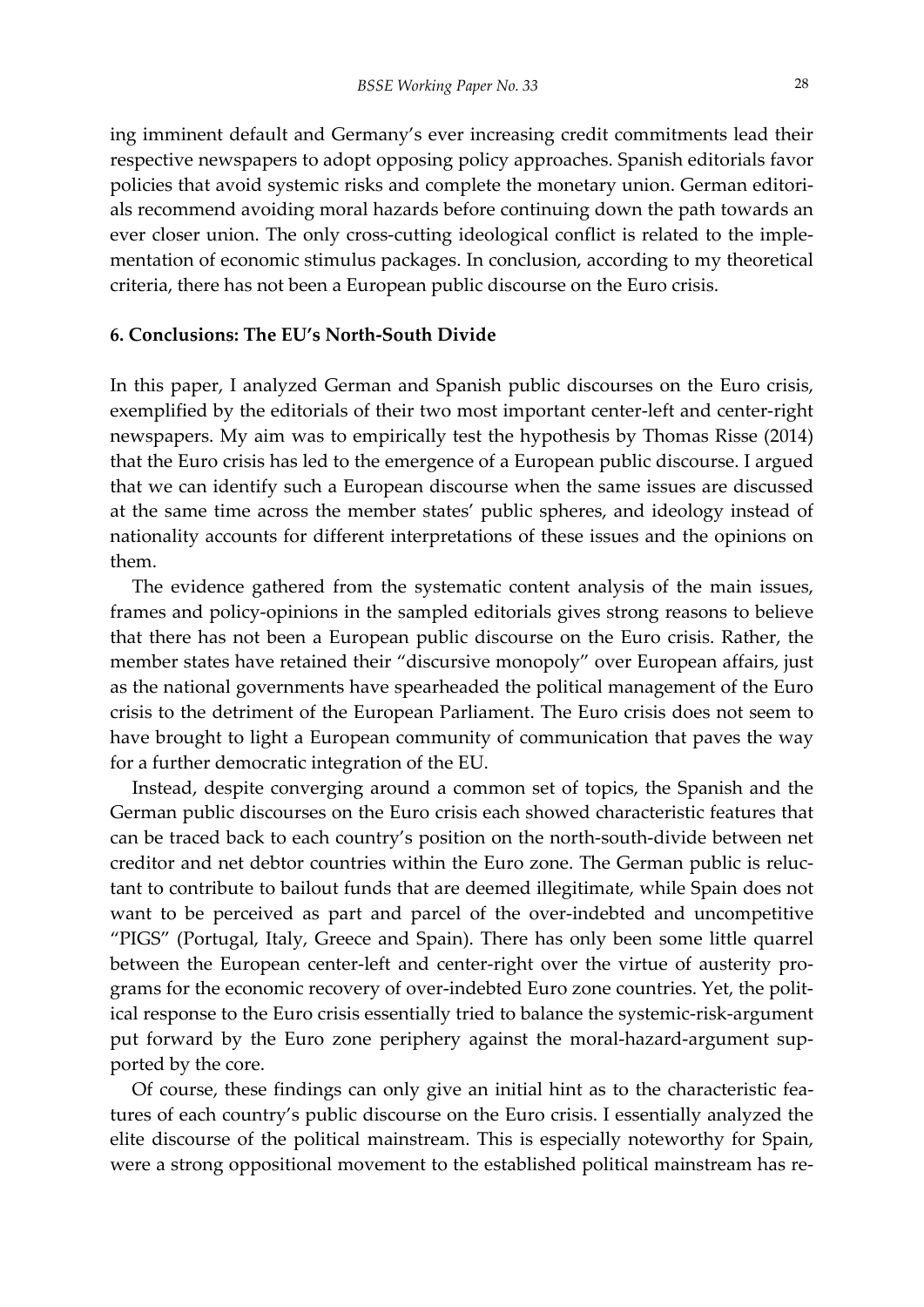ing imminent default and Germany's ever increasing credit commitments lead their respective newspapers to adopt opposing policy approaches. Spanish editorials favor policies that avoid systemic risks and complete the monetary union. German editorials recommend avoiding moral hazards before continuing down the path towards an ever closer union. The only cross-cutting ideological conflict is related to the implementation of economic stimulus packages. In conclusion, according to my theoretical criteria, there has not been a European public discourse on the Euro crisis.

## 6. Conclusions: The EU's North-South Divide

In this paper, I analyzed German and Spanish public discourses on the Euro crisis, exemplified by the editorials of their two most important center-left and center-right newspapers. My aim was to empirically test the hypothesis by Thomas Risse (2014) that the Euro crisis has led to the emergence of a European public discourse. I argued that we can identify such a European discourse when the same issues are discussed at the same time across the member states' public spheres, and ideology instead of nationality accounts for different interpretations of these issues and the opinions on them.

The evidence gathered from the systematic content analysis of the main issues, frames and policy-opinions in the sampled editorials gives strong reasons to believe that there has not been a European public discourse on the Euro crisis. Rather, the member states have retained their "discursive monopoly" over European affairs, just as the national governments have spearheaded the political management of the Euro crisis to the detriment of the European Parliament. The Euro crisis does not seem to have brought to light a European community of communication that paves the way for a further democratic integration of the EU.

Instead, despite converging around a common set of topics, the Spanish and the German public discourses on the Euro crisis each showed characteristic features that can be traced back to each country's position on the north-south-divide between net creditor and net debtor countries within the Euro zone. The German public is reluctant to contribute to bailout funds that are deemed illegitimate, while Spain does not want to be perceived as part and parcel of the over-indebted and uncompetitive "PIGS" (Portugal, Italy, Greece and Spain). There has only been some little quarrel between the European center-left and center-right over the virtue of austerity programs for the economic recovery of over-indebted Euro zone countries. Yet, the political response to the Euro crisis essentially tried to balance the systemic-risk-argument put forward by the Euro zone periphery against the moral-hazard-argument supported by the core.

Of course, these findings can only give an initial hint as to the characteristic features of each country's public discourse on the Euro crisis. I essentially analyzed the elite discourse of the political mainstream. This is especially noteworthy for Spain, were a strong oppositional movement to the established political mainstream has re-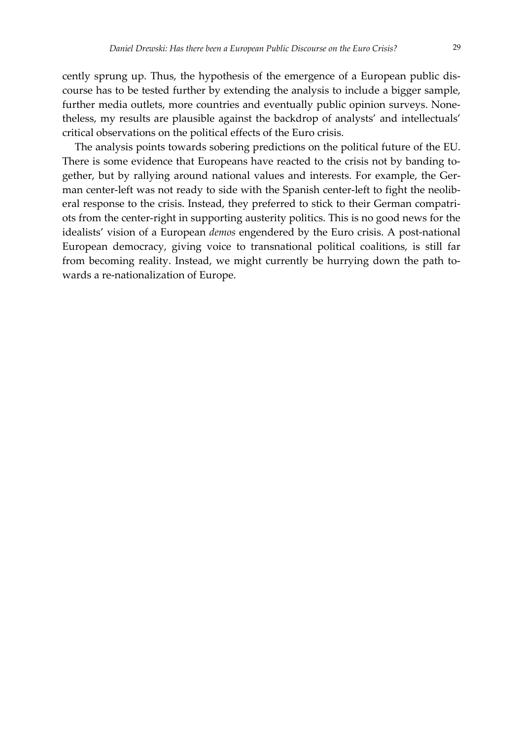cently sprung up. Thus, the hypothesis of the emergence of a European public discourse has to be tested further by extending the analysis to include a bigger sample, further media outlets, more countries and eventually public opinion surveys. Nonetheless, my results are plausible against the backdrop of analysts' and intellectuals' critical observations on the political effects of the Euro crisis.

The analysis points towards sobering predictions on the political future of the EU. There is some evidence that Europeans have reacted to the crisis not by banding together, but by rallying around national values and interests. For example, the German center-left was not ready to side with the Spanish center-left to fight the neoliberal response to the crisis. Instead, they preferred to stick to their German compatriots from the center-right in supporting austerity politics. This is no good news for the idealists' vision of a European *demos* engendered by the Euro crisis. A post-national European democracy, giving voice to transnational political coalitions, is still far from becoming reality. Instead, we might currently be hurrying down the path towards a re-nationalization of Europe.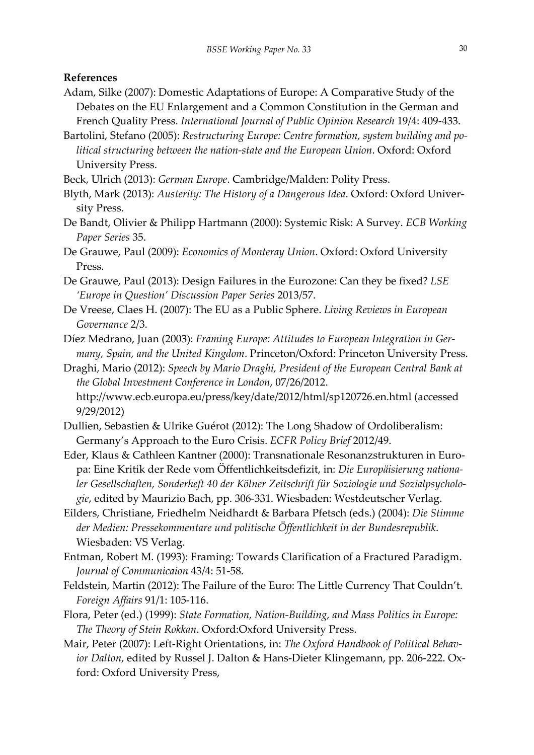**References**

Adam, Silke (2007): Domestic Adaptations of Europe: A Comparative Study of the Debates on the EU Enlargement and a Common Constitution in the German and French Quality Press. *International Journal of Public Opinion Research* 19/4: 409-433.

Bartolini, Stefano (2005): *Restructuring Europe: Centre formation, system building and political structuring between the nation-state and the European Union*. Oxford: Oxford University Press.

Beck, Ulrich (2013): *German Europe*. Cambridge/Malden: Polity Press.

Blyth, Mark (2013): *Austerity: The History of a Dangerous Idea*. Oxford: Oxford University Press.

De Bandt, Olivier & Philipp Hartmann (2000): Systemic Risk: A Survey. *ECB Working Paper Series* 35.

De Grauwe, Paul (2009): *Economics of Monteray Union*. Oxford: Oxford University Press.

De Grauwe, Paul (2013): Design Failures in the Eurozone: Can they be fixed? *LSE 'Europe in Question' Discussion Paper Series* 2013/57.

De Vreese, Claes H. (2007): The EU as a Public Sphere. *Living Reviews in European Governance* 2/3.

Díez Medrano, Juan (2003): *Framing Europe: Attitudes to European Integration in Germany, Spain, and the United Kingdom*. Princeton/Oxford: Princeton University Press.

Draghi, Mario (2012): *Speech by Mario Draghi, President of the European Central Bank at the Global Investment Conference in London*, 07/26/2012. http://www.ecb.europa.eu/press/key/date/2012/html/sp120726.en.html (accessed 9/29/2012)

Dullien, Sebastien & Ulrike Guérot (2012): The Long Shadow of Ordoliberalism: Germany's Approach to the Euro Crisis. *ECFR Policy Brief* 2012/49.

Eder, Klaus & Cathleen Kantner (2000): Transnationale Resonanzstrukturen in Europa: Eine Kritik der Rede vom Öffentlichkeitsdefizit, in: *Die Europäisierung nationaler Gesellschaften, Sonderheft 40 der Kölner Zeitschrift für Soziologie und Sozialpsychologie*, edited by Maurizio Bach, pp. 306-331. Wiesbaden: Westdeutscher Verlag.

Eilders, Christiane, Friedhelm Neidhardt & Barbara Pfetsch (eds.) (2004): *Die Stimme der Medien: Pressekommentare und politische Öffentlichkeit in der Bundesrepublik*. Wiesbaden: VS Verlag.

Entman, Robert M. (1993): Framing: Towards Clarification of a Fractured Paradigm. *Journal of Communicaion* 43/4: 51-58.

Feldstein, Martin (2012): The Failure of the Euro: The Little Currency That Couldn't. *Foreign Affairs* 91/1: 105-116.

Flora, Peter (ed.) (1999): *State Formation, Nation-Building, and Mass Politics in Europe: The Theory of Stein Rokkan*. Oxford:Oxford University Press.

Mair, Peter (2007): Left-Right Orientations, in: *The Oxford Handbook of Political Behavior Dalton*, edited by Russel J. Dalton & Hans-Dieter Klingemann, pp. 206-222. Oxford: Oxford University Press,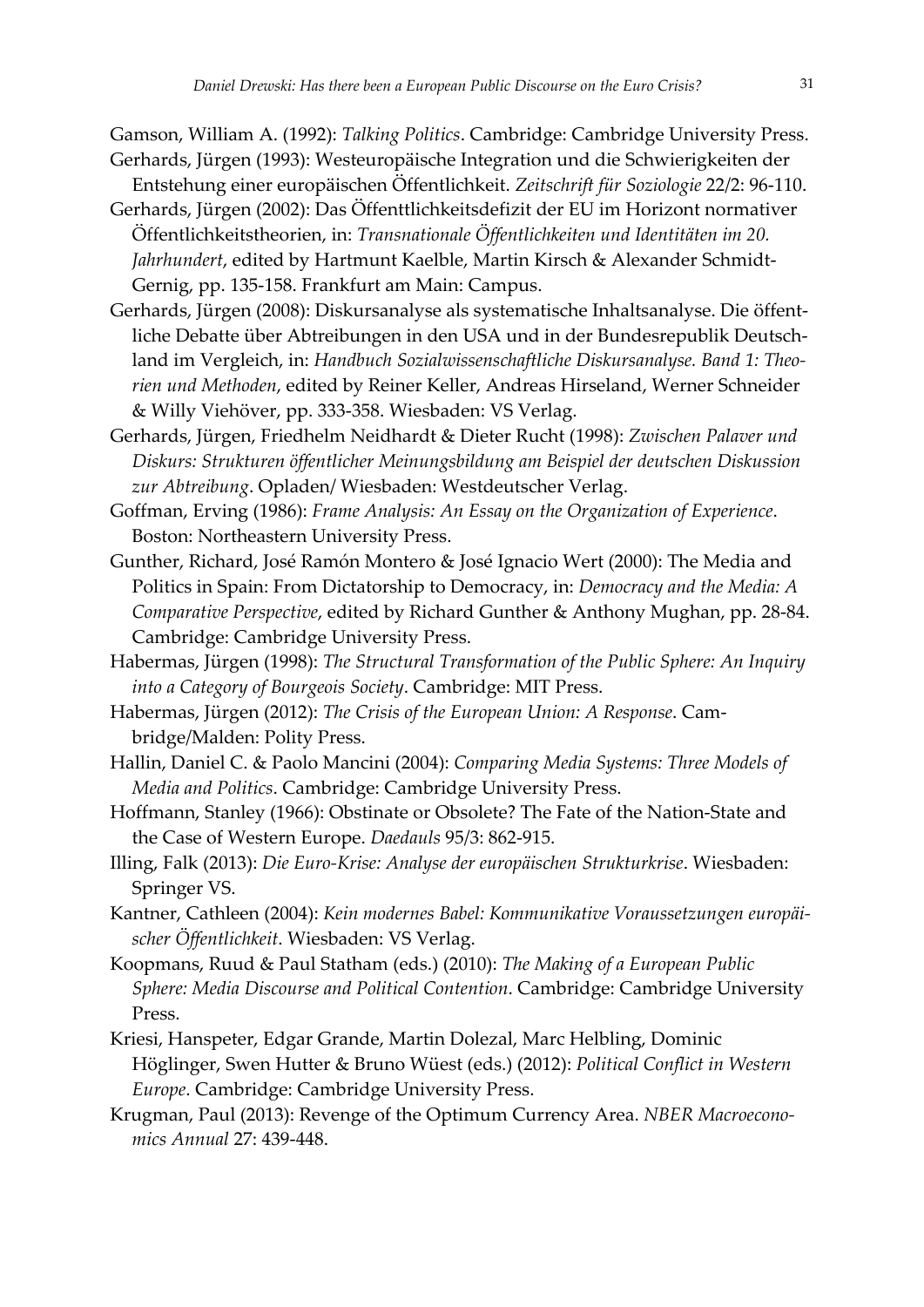Gamson, William A. (1992): *Talking Politics*. Cambridge: Cambridge University Press.

Gerhards, Jürgen (1993): Westeuropäische Integration und die Schwierigkeiten der Entstehung einer europäischen Öffentlichkeit. *Zeitschrift für Soziologie* 22/2: 96-110.

Gerhards, Jürgen (2002): Das Öffenttlichkeitsdefizit der EU im Horizont normativer Öffentlichkeitstheorien, in: *Transnationale Öffentlichkeiten und Identitäten im 20. Jahrhundert*, edited by Hartmunt Kaelble, Martin Kirsch & Alexander Schmidt-Gernig, pp. 135-158. Frankfurt am Main: Campus.

Gerhards, Jürgen (2008): Diskursanalyse als systematische Inhaltsanalyse. Die öffentliche Debatte über Abtreibungen in den USA und in der Bundesrepublik Deutschland im Vergleich, in: *Handbuch Sozialwissenschaftliche Diskursanalyse. Band 1: Theorien und Methoden*, edited by Reiner Keller, Andreas Hirseland, Werner Schneider & Willy Viehöver, pp. 333-358. Wiesbaden: VS Verlag.

Gerhards, Jürgen, Friedhelm Neidhardt & Dieter Rucht (1998): *Zwischen Palaver und Diskurs: Strukturen öffentlicher Meinungsbildung am Beispiel der deutschen Diskussion zur Abtreibung*. Opladen/ Wiesbaden: Westdeutscher Verlag.

Goffman, Erving (1986): *Frame Analysis: An Essay on the Organization of Experience*. Boston: Northeastern University Press.

Gunther, Richard, José Ramón Montero & José Ignacio Wert (2000): The Media and Politics in Spain: From Dictatorship to Democracy, in: *Democracy and the Media: A Comparative Perspective*, edited by Richard Gunther & Anthony Mughan, pp. 28-84. Cambridge: Cambridge University Press.

Habermas, Jürgen (1998): *The Structural Transformation of the Public Sphere: An Inquiry into a Category of Bourgeois Society*. Cambridge: MIT Press.

Habermas, Jürgen (2012): *The Crisis of the European Union: A Response*. Cambridge/Malden: Polity Press.

Hallin, Daniel C. & Paolo Mancini (2004): *Comparing Media Systems: Three Models of Media and Politics*. Cambridge: Cambridge University Press.

Hoffmann, Stanley (1966): Obstinate or Obsolete? The Fate of the Nation-State and the Case of Western Europe. *Daedauls* 95/3: 862-915.

Illing, Falk (2013): *Die Euro-Krise: Analyse der europäischen Strukturkrise*. Wiesbaden: Springer VS.

Kantner, Cathleen (2004): *Kein modernes Babel: Kommunikative Voraussetzungen europäischer Öffentlichkeit*. Wiesbaden: VS Verlag.

Koopmans, Ruud & Paul Statham (eds.) (2010): *The Making of a European Public Sphere: Media Discourse and Political Contention*. Cambridge: Cambridge University Press.

Kriesi, Hanspeter, Edgar Grande, Martin Dolezal, Marc Helbling, Dominic Höglinger, Swen Hutter & Bruno Wüest (eds.) (2012): *Political Conflict in Western Europe*. Cambridge: Cambridge University Press.

Krugman, Paul (2013): Revenge of the Optimum Currency Area. *NBER Macroeconomics Annual* 27: 439-448.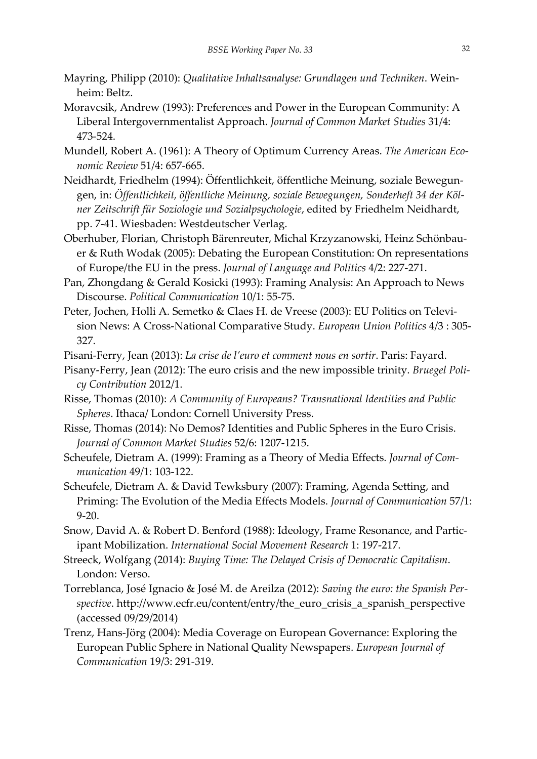Mayring, Philipp (2010): *Qualitative Inhaltsanalyse: Grundlagen und Techniken*. Weinheim: Beltz.

Moravcsik, Andrew (1993): Preferences and Power in the European Community: A Liberal Intergovernmentalist Approach. *Journal of Common Market Studies* 31/4: 473-524.

Mundell, Robert A. (1961): A Theory of Optimum Currency Areas. *The American Economic Review* 51/4: 657-665.

Neidhardt, Friedhelm (1994): Öffentlichkeit, öffentliche Meinung, soziale Bewegungen, in: *Öffentlichkeit, öffentliche Meinung, soziale Bewegungen, Sonderheft 34 der Kölner Zeitschrift für Soziologie und Sozialpsychologie*, edited by Friedhelm Neidhardt, pp. 7-41. Wiesbaden: Westdeutscher Verlag.

Oberhuber, Florian, Christoph Bärenreuter, Michal Krzyzanowski, Heinz Schönbauer & Ruth Wodak (2005): Debating the European Constitution: On representations of Europe/the EU in the press. *Journal of Language and Politics* 4/2: 227-271.

Pan, Zhongdang & Gerald Kosicki (1993): Framing Analysis: An Approach to News Discourse. *Political Communication* 10/1: 55-75.

Peter, Jochen, Holli A. Semetko & Claes H. de Vreese (2003): EU Politics on Television News: A Cross-National Comparative Study. *European Union Politics* 4/3 : 305-327.

Pisani-Ferry, Jean (2013): *La crise de l'euro et comment nous en sortir*. Paris: Fayard.

Pisany-Ferry, Jean (2012): The euro crisis and the new impossible trinity. *Bruegel Policy Contribution* 2012/1.

Risse, Thomas (2010): *A Community of Europeans? Transnational Identities and Public Spheres*. Ithaca/ London: Cornell University Press.

Risse, Thomas (2014): No Demos? Identities and Public Spheres in the Euro Crisis. *Journal of Common Market Studies* 52/6: 1207-1215.

Scheufele, Dietram A. (1999): Framing as a Theory of Media Effects. *Journal of Communication* 49/1: 103-122.

Scheufele, Dietram A. & David Tewksbury (2007): Framing, Agenda Setting, and Priming: The Evolution of the Media Effects Models. *Journal of Communication* 57/1: 9-20.

Snow, David A. & Robert D. Benford (1988): Ideology, Frame Resonance, and Participant Mobilization. *International Social Movement Research* 1: 197-217.

Streeck, Wolfgang (2014): *Buying Time: The Delayed Crisis of Democratic Capitalism*. London: Verso.

Torreblanca, José Ignacio & José M. de Areilza (2012): *Saving the euro: the Spanish Perspective*. http://www.ecfr.eu/content/entry/the_euro_crisis_a_spanish_perspective (accessed 09/29/2014)

Trenz, Hans-Jörg (2004): Media Coverage on European Governance: Exploring the European Public Sphere in National Quality Newspapers. *European Journal of Communication* 19/3: 291-319.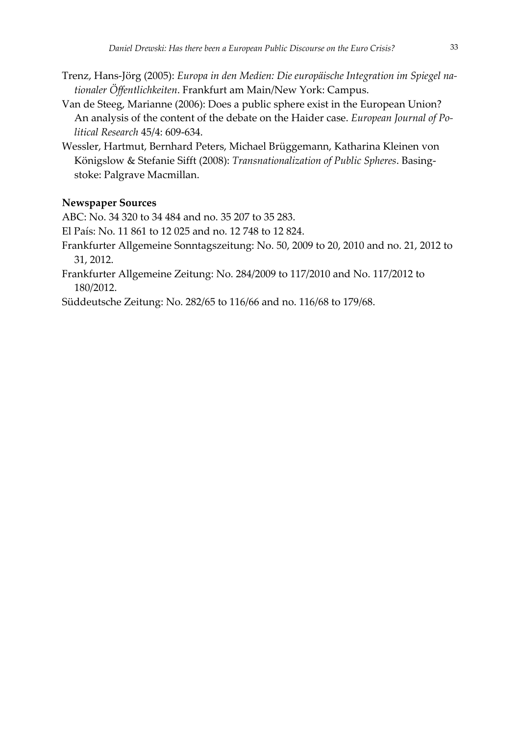Trenz, Hans-Jörg (2005): *Europa in den Medien: Die europäische Integration im Spiegel nationaler Öffentlichkeiten*. Frankfurt am Main/New York: Campus.

Van de Steeg, Marianne (2006): Does a public sphere exist in the European Union? An analysis of the content of the debate on the Haider case. *European Journal of Political Research* 45/4: 609-634.

Wessler, Hartmut, Bernhard Peters, Michael Brüggemann, Katharina Kleinen von Königslow & Stefanie Sifft (2008): *Transnationalization of Public Spheres*. Basingstoke: Palgrave Macmillan.

**Newspaper Sources**

ABC: No. 34 320 to 34 484 and no. 35 207 to 35 283.

El País: No. 11 861 to 12 025 and no. 12 748 to 12 824.

Frankfurter Allgemeine Sonntagszeitung: No. 50, 2009 to 20, 2010 and no. 21, 2012 to 31, 2012.

Frankfurter Allgemeine Zeitung: No. 284/2009 to 117/2010 and No. 117/2012 to 180/2012.

Süddeutsche Zeitung: No. 282/65 to 116/66 and no. 116/68 to 179/68.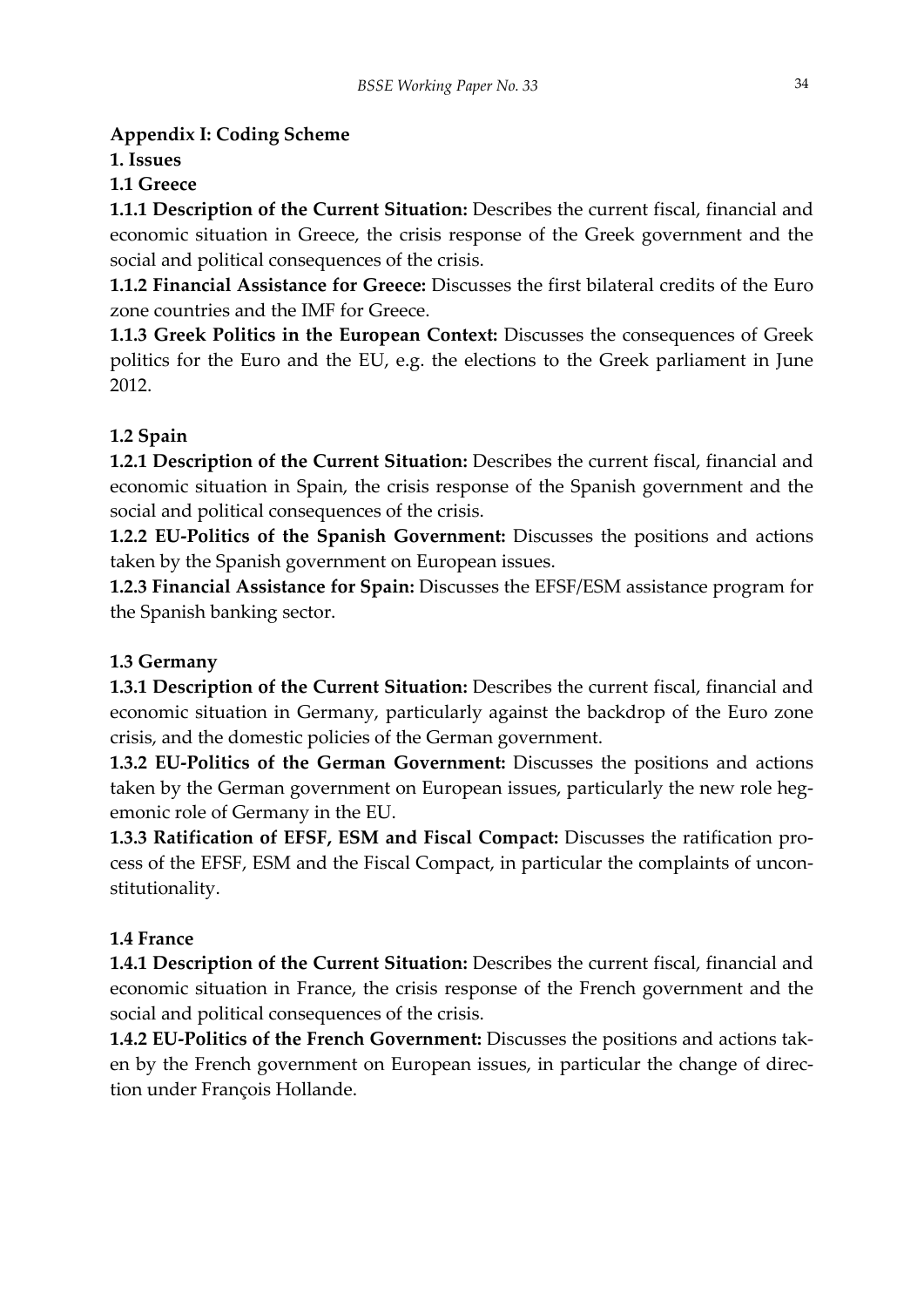## Appendix I: Coding Scheme

### 1. Issues

#### 1.1 Greece

**1.1.1 Description of the Current Situation:** Describes the current fiscal, financial and economic situation in Greece, the crisis response of the Greek government and the social and political consequences of the crisis.

**1.1.2 Financial Assistance for Greece:** Discusses the first bilateral credits of the Euro zone countries and the IMF for Greece.

**1.1.3 Greek Politics in the European Context:** Discusses the consequences of Greek politics for the Euro and the EU, e.g. the elections to the Greek parliament in June 2012.

#### 1.2 Spain

**1.2.1 Description of the Current Situation:** Describes the current fiscal, financial and economic situation in Spain, the crisis response of the Spanish government and the social and political consequences of the crisis.

**1.2.2 EU-Politics of the Spanish Government:** Discusses the positions and actions taken by the Spanish government on European issues.

**1.2.3 Financial Assistance for Spain:** Discusses the EFSF/ESM assistance program for the Spanish banking sector.

#### 1.3 Germany

**1.3.1 Description of the Current Situation:** Describes the current fiscal, financial and economic situation in Germany, particularly against the backdrop of the Euro zone crisis, and the domestic policies of the German government.

**1.3.2 EU-Politics of the German Government:** Discusses the positions and actions taken by the German government on European issues, particularly the new role hegemonic role of Germany in the EU.

**1.3.3 Ratification of EFSF, ESM and Fiscal Compact:** Discusses the ratification process of the EFSF, ESM and the Fiscal Compact, in particular the complaints of unconstitutionality.

#### 1.4 France

**1.4.1 Description of the Current Situation:** Describes the current fiscal, financial and economic situation in France, the crisis response of the French government and the social and political consequences of the crisis.

**1.4.2 EU-Politics of the French Government:** Discusses the positions and actions taken by the French government on European issues, in particular the change of direction under François Hollande.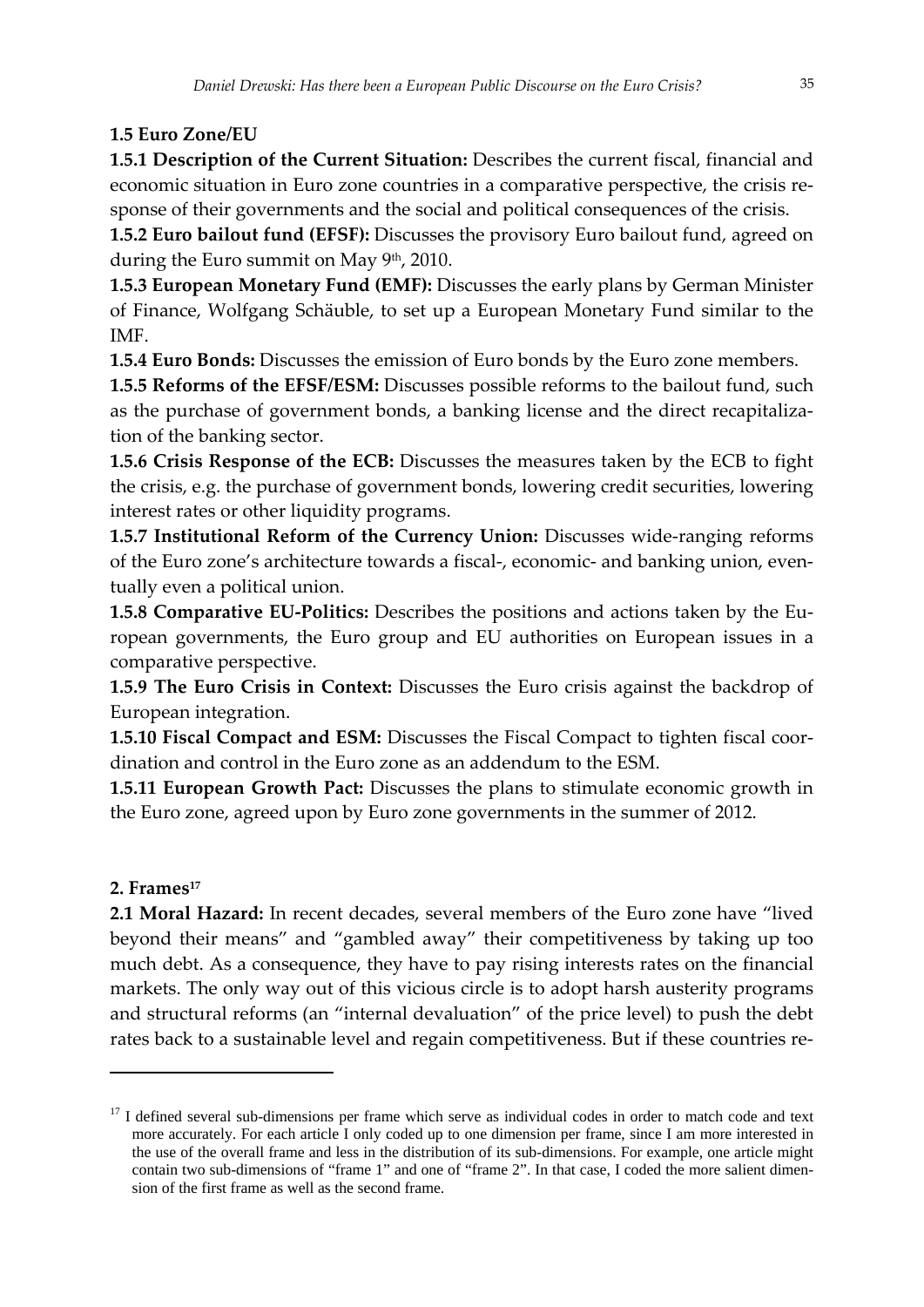### 1.5 Euro Zone/EU

**1.5.1 Description of the Current Situation:** Describes the current fiscal, financial and economic situation in Euro zone countries in a comparative perspective, the crisis response of their governments and the social and political consequences of the crisis.

**1.5.2 Euro bailout fund (EFSF):** Discusses the provisory Euro bailout fund, agreed on during the Euro summit on May 9th, 2010.

**1.5.3 European Monetary Fund (EMF):** Discusses the early plans by German Minister of Finance, Wolfgang Schäuble, to set up a European Monetary Fund similar to the IMF.

**1.5.4 Euro Bonds:** Discusses the emission of Euro bonds by the Euro zone members.

**1.5.5 Reforms of the EFSF/ESM:** Discusses possible reforms to the bailout fund, such as the purchase of government bonds, a banking license and the direct recapitalization of the banking sector.

**1.5.6 Crisis Response of the ECB:** Discusses the measures taken by the ECB to fight the crisis, e.g. the purchase of government bonds, lowering credit securities, lowering interest rates or other liquidity programs.

**1.5.7 Institutional Reform of the Currency Union:** Discusses wide-ranging reforms of the Euro zone's architecture towards a fiscal-, economic- and banking union, eventually even a political union.

**1.5.8 Comparative EU-Politics:** Describes the positions and actions taken by the European governments, the Euro group and EU authorities on European issues in a comparative perspective.

**1.5.9 The Euro Crisis in Context:** Discusses the Euro crisis against the backdrop of European integration.

**1.5.10 Fiscal Compact and ESM:** Discusses the Fiscal Compact to tighten fiscal coordination and control in the Euro zone as an addendum to the ESM.

**1.5.11 European Growth Pact:** Discusses the plans to stimulate economic growth in the Euro zone, agreed upon by Euro zone governments in the summer of 2012.

## 2. Frames[17]

**2.1 Moral Hazard:** In recent decades, several members of the Euro zone have "lived beyond their means" and "gambled away" their competitiveness by taking up too much debt. As a consequence, they have to pay rising interests rates on the financial markets. The only way out of this vicious circle is to adopt harsh austerity programs and structural reforms (an "internal devaluation" of the price level) to push the debt rates back to a sustainable level and regain competitiveness. But if these countries re-

---

[17] I defined several sub-dimensions per frame which serve as individual codes in order to match code and text more accurately. For each article I only coded up to one dimension per frame, since I am more interested in the use of the overall frame and less in the distribution of its sub-dimensions. For example, one article might contain two sub-dimensions of "frame 1" and one of "frame 2". In that case, I coded the more salient dimension of the first frame as well as the second frame.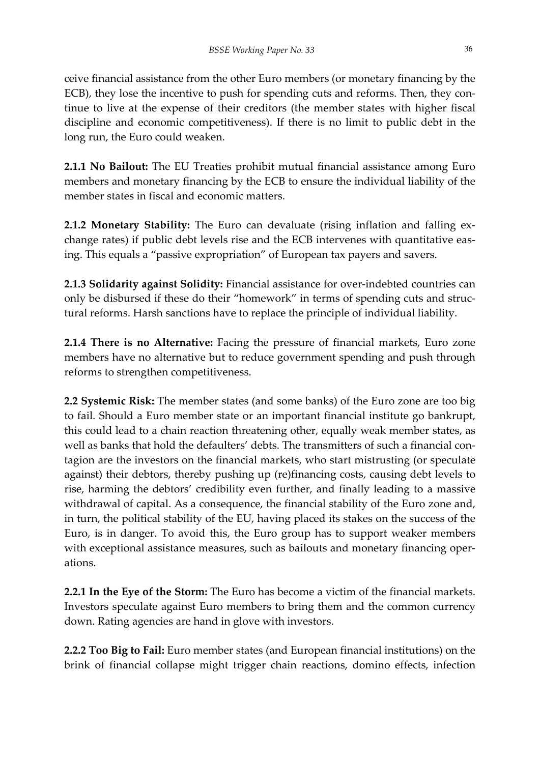ceive financial assistance from the other Euro members (or monetary financing by the ECB), they lose the incentive to push for spending cuts and reforms. Then, they continue to live at the expense of their creditors (the member states with higher fiscal discipline and economic competitiveness). If there is no limit to public debt in the long run, the Euro could weaken.

**2.1.1 No Bailout:** The EU Treaties prohibit mutual financial assistance among Euro members and monetary financing by the ECB to ensure the individual liability of the member states in fiscal and economic matters.

**2.1.2 Monetary Stability:** The Euro can devaluate (rising inflation and falling exchange rates) if public debt levels rise and the ECB intervenes with quantitative easing. This equals a "passive expropriation" of European tax payers and savers.

**2.1.3 Solidarity against Solidity:** Financial assistance for over-indebted countries can only be disbursed if these do their "homework" in terms of spending cuts and structural reforms. Harsh sanctions have to replace the principle of individual liability.

**2.1.4 There is no Alternative:** Facing the pressure of financial markets, Euro zone members have no alternative but to reduce government spending and push through reforms to strengthen competitiveness.

**2.2 Systemic Risk:** The member states (and some banks) of the Euro zone are too big to fail. Should a Euro member state or an important financial institute go bankrupt, this could lead to a chain reaction threatening other, equally weak member states, as well as banks that hold the defaulters' debts. The transmitters of such a financial contagion are the investors on the financial markets, who start mistrusting (or speculate against) their debtors, thereby pushing up (re)financing costs, causing debt levels to rise, harming the debtors' credibility even further, and finally leading to a massive withdrawal of capital. As a consequence, the financial stability of the Euro zone and, in turn, the political stability of the EU, having placed its stakes on the success of the Euro, is in danger. To avoid this, the Euro group has to support weaker members with exceptional assistance measures, such as bailouts and monetary financing operations.

**2.2.1 In the Eye of the Storm:** The Euro has become a victim of the financial markets. Investors speculate against Euro members to bring them and the common currency down. Rating agencies are hand in glove with investors.

**2.2.2 Too Big to Fail:** Euro member states (and European financial institutions) on the brink of financial collapse might trigger chain reactions, domino effects, infection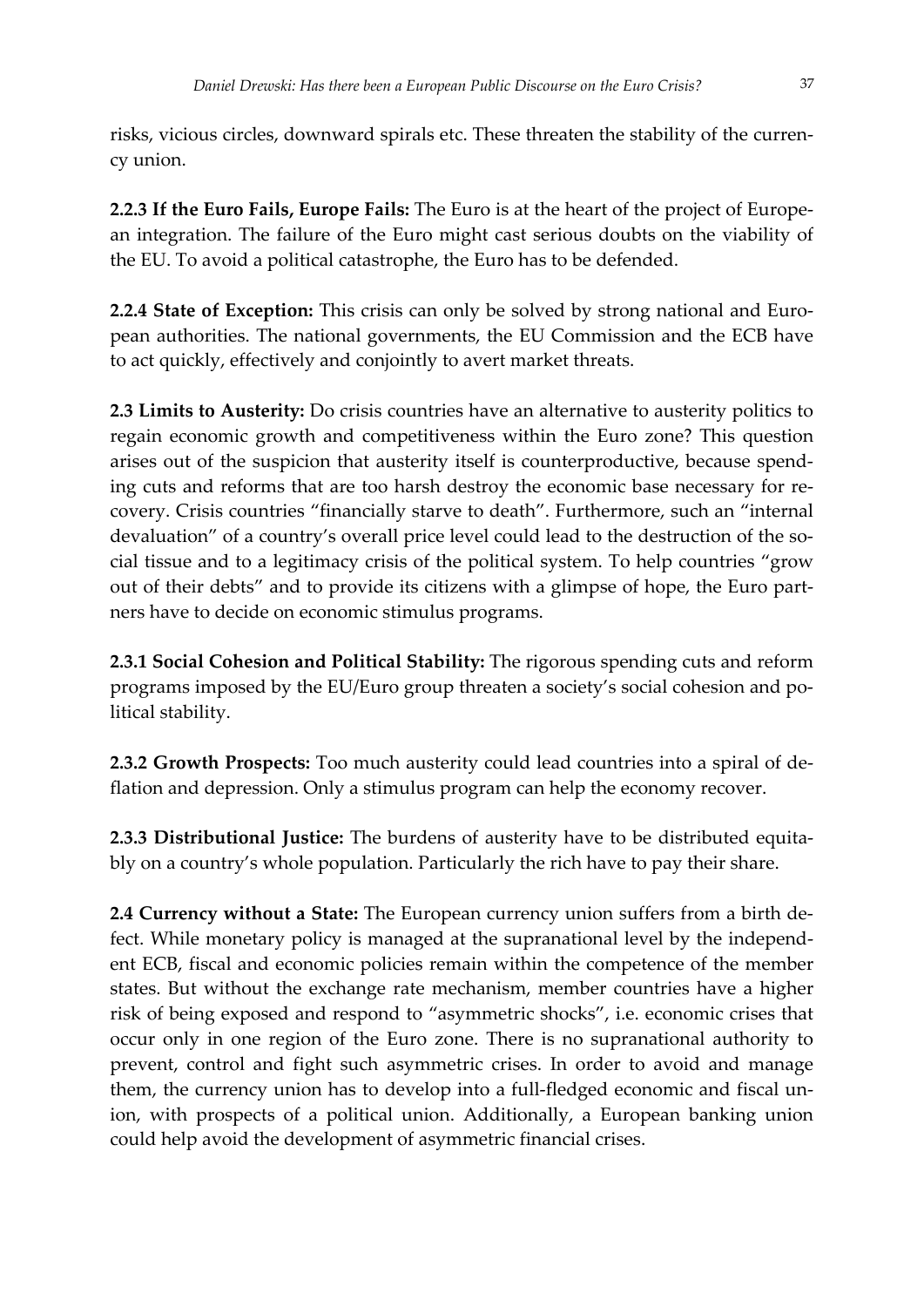risks, vicious circles, downward spirals etc. These threaten the stability of the currency union.

**2.2.3 If the Euro Fails, Europe Fails:** The Euro is at the heart of the project of European integration. The failure of the Euro might cast serious doubts on the viability of the EU. To avoid a political catastrophe, the Euro has to be defended.

**2.2.4 State of Exception:** This crisis can only be solved by strong national and European authorities. The national governments, the EU Commission and the ECB have to act quickly, effectively and conjointly to avert market threats.

**2.3 Limits to Austerity:** Do crisis countries have an alternative to austerity politics to regain economic growth and competitiveness within the Euro zone? This question arises out of the suspicion that austerity itself is counterproductive, because spending cuts and reforms that are too harsh destroy the economic base necessary for recovery. Crisis countries "financially starve to death". Furthermore, such an "internal devaluation" of a country's overall price level could lead to the destruction of the social tissue and to a legitimacy crisis of the political system. To help countries "grow out of their debts" and to provide its citizens with a glimpse of hope, the Euro partners have to decide on economic stimulus programs.

**2.3.1 Social Cohesion and Political Stability:** The rigorous spending cuts and reform programs imposed by the EU/Euro group threaten a society's social cohesion and political stability.

**2.3.2 Growth Prospects:** Too much austerity could lead countries into a spiral of deflation and depression. Only a stimulus program can help the economy recover.

**2.3.3 Distributional Justice:** The burdens of austerity have to be distributed equitably on a country's whole population. Particularly the rich have to pay their share.

**2.4 Currency without a State:** The European currency union suffers from a birth defect. While monetary policy is managed at the supranational level by the independent ECB, fiscal and economic policies remain within the competence of the member states. But without the exchange rate mechanism, member countries have a higher risk of being exposed and respond to "asymmetric shocks", i.e. economic crises that occur only in one region of the Euro zone. There is no supranational authority to prevent, control and fight such asymmetric crises. In order to avoid and manage them, the currency union has to develop into a full-fledged economic and fiscal union, with prospects of a political union. Additionally, a European banking union could help avoid the development of asymmetric financial crises.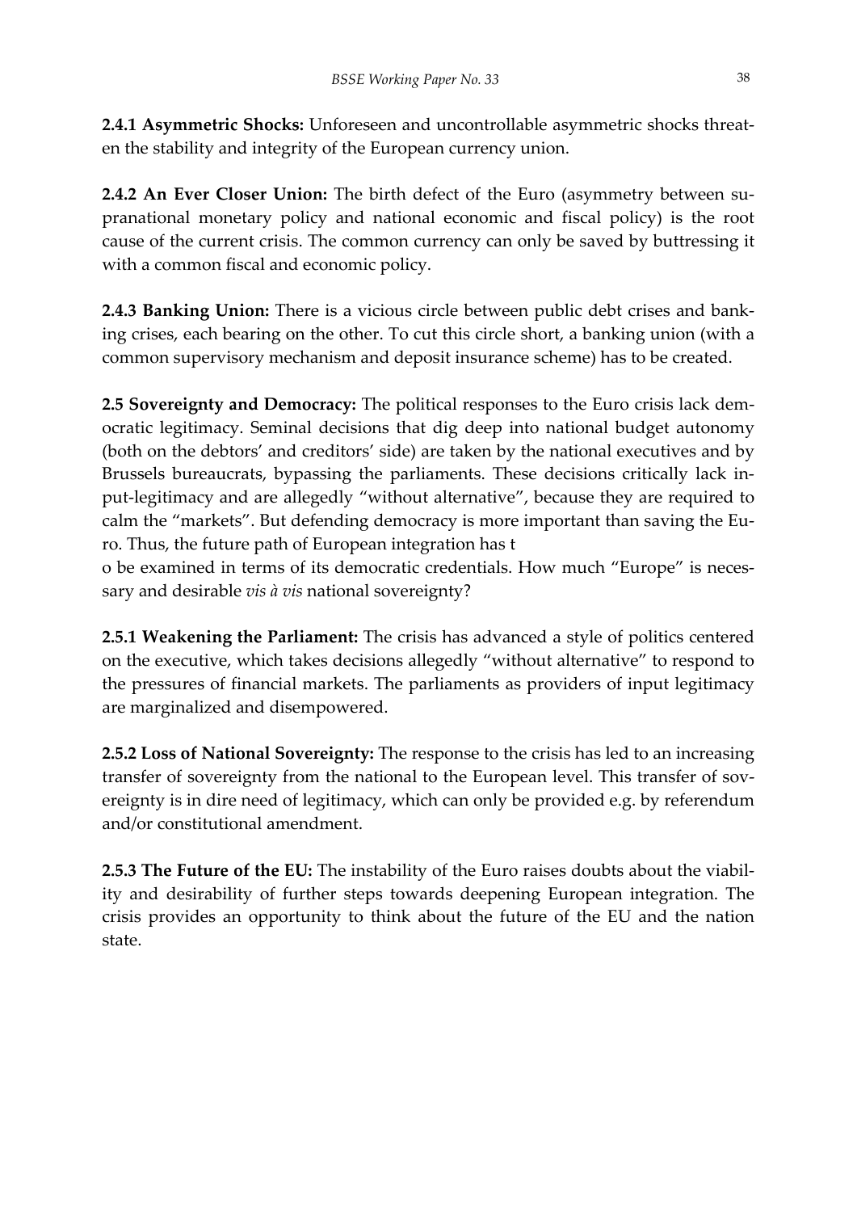**2.4.1 Asymmetric Shocks:** Unforeseen and uncontrollable asymmetric shocks threaten the stability and integrity of the European currency union.

**2.4.2 An Ever Closer Union:** The birth defect of the Euro (asymmetry between supranational monetary policy and national economic and fiscal policy) is the root cause of the current crisis. The common currency can only be saved by buttressing it with a common fiscal and economic policy.

**2.4.3 Banking Union:** There is a vicious circle between public debt crises and banking crises, each bearing on the other. To cut this circle short, a banking union (with a common supervisory mechanism and deposit insurance scheme) has to be created.

**2.5 Sovereignty and Democracy:** The political responses to the Euro crisis lack democratic legitimacy. Seminal decisions that dig deep into national budget autonomy (both on the debtors' and creditors' side) are taken by the national executives and by Brussels bureaucrats, bypassing the parliaments. These decisions critically lack input-legitimacy and are allegedly "without alternative", because they are required to calm the "markets". But defending democracy is more important than saving the Euro. Thus, the future path of European integration has to be examined in terms of its democratic credentials. How much "Europe" is necessary and desirable *vis à vis* national sovereignty?

**2.5.1 Weakening the Parliament:** The crisis has advanced a style of politics centered on the executive, which takes decisions allegedly "without alternative" to respond to the pressures of financial markets. The parliaments as providers of input legitimacy are marginalized and disempowered.

**2.5.2 Loss of National Sovereignty:** The response to the crisis has led to an increasing transfer of sovereignty from the national to the European level. This transfer of sovereignty is in dire need of legitimacy, which can only be provided e.g. by referendum and/or constitutional amendment.

**2.5.3 The Future of the EU:** The instability of the Euro raises doubts about the viability and desirability of further steps towards deepening European integration. The crisis provides an opportunity to think about the future of the EU and the nation state.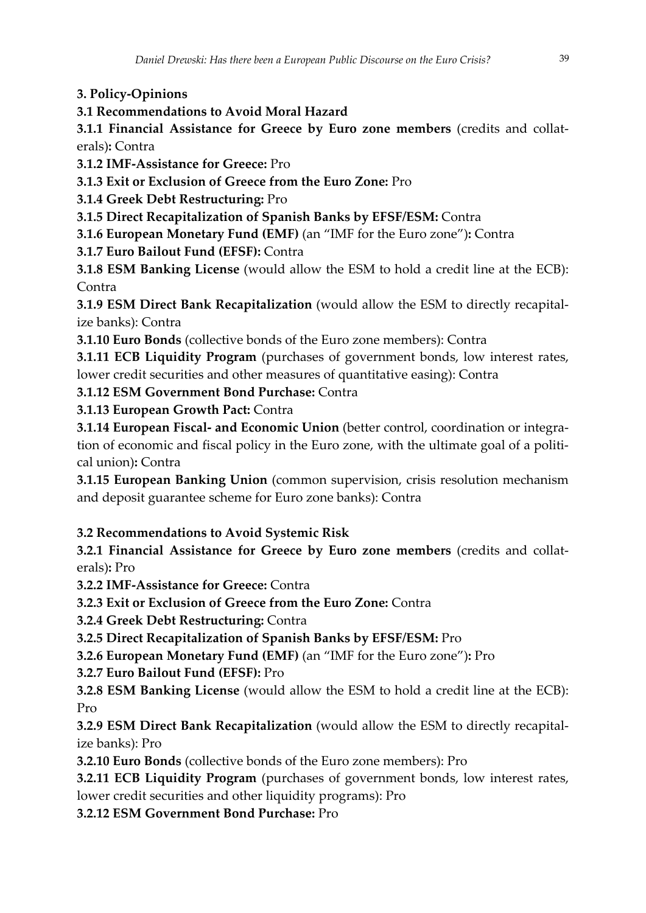**3. Policy-Opinions**

**3.1 Recommendations to Avoid Moral Hazard**

**3.1.1 Financial Assistance for Greece by Euro zone members** (credits and collaterals)**:** Contra

**3.1.2 IMF-Assistance for Greece:** Pro

**3.1.3 Exit or Exclusion of Greece from the Euro Zone:** Pro

**3.1.4 Greek Debt Restructuring:** Pro

**3.1.5 Direct Recapitalization of Spanish Banks by EFSF/ESM:** Contra

**3.1.6 European Monetary Fund (EMF)** (an "IMF for the Euro zone")**:** Contra

**3.1.7 Euro Bailout Fund (EFSF):** Contra

**3.1.8 ESM Banking License** (would allow the ESM to hold a credit line at the ECB): Contra

**3.1.9 ESM Direct Bank Recapitalization** (would allow the ESM to directly recapitalize banks): Contra

**3.1.10 Euro Bonds** (collective bonds of the Euro zone members): Contra

**3.1.11 ECB Liquidity Program** (purchases of government bonds, low interest rates, lower credit securities and other measures of quantitative easing): Contra

**3.1.12 ESM Government Bond Purchase:** Contra

**3.1.13 European Growth Pact:** Contra

**3.1.14 European Fiscal- and Economic Union** (better control, coordination or integration of economic and fiscal policy in the Euro zone, with the ultimate goal of a political union)**:** Contra

**3.1.15 European Banking Union** (common supervision, crisis resolution mechanism and deposit guarantee scheme for Euro zone banks): Contra

**3.2 Recommendations to Avoid Systemic Risk**

**3.2.1 Financial Assistance for Greece by Euro zone members** (credits and collaterals)**:** Pro

**3.2.2 IMF-Assistance for Greece:** Contra

**3.2.3 Exit or Exclusion of Greece from the Euro Zone:** Contra

**3.2.4 Greek Debt Restructuring:** Contra

**3.2.5 Direct Recapitalization of Spanish Banks by EFSF/ESM:** Pro

**3.2.6 European Monetary Fund (EMF)** (an "IMF for the Euro zone")**:** Pro

**3.2.7 Euro Bailout Fund (EFSF):** Pro

**3.2.8 ESM Banking License** (would allow the ESM to hold a credit line at the ECB): Pro

**3.2.9 ESM Direct Bank Recapitalization** (would allow the ESM to directly recapitalize banks): Pro

**3.2.10 Euro Bonds** (collective bonds of the Euro zone members): Pro

**3.2.11 ECB Liquidity Program** (purchases of government bonds, low interest rates, lower credit securities and other liquidity programs): Pro

**3.2.12 ESM Government Bond Purchase:** Pro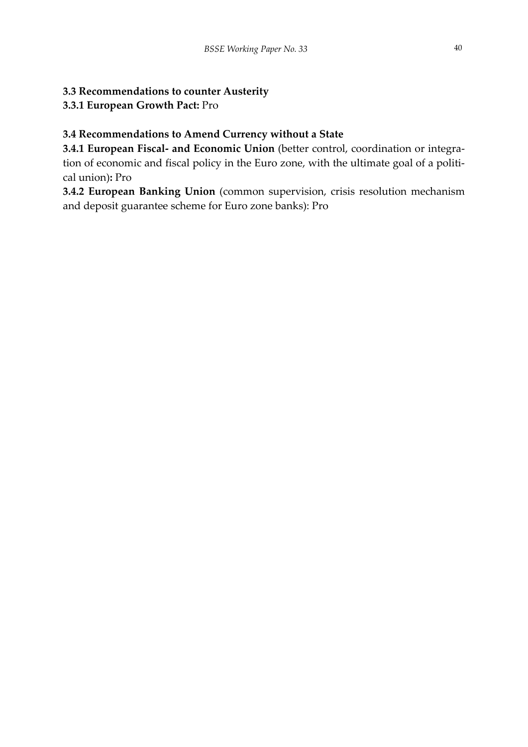### 3.3 Recommendations to counter Austerity

**3.3.1 European Growth Pact:** Pro

### 3.4 Recommendations to Amend Currency without a State

**3.4.1 European Fiscal- and Economic Union** (better control, coordination or integration of economic and fiscal policy in the Euro zone, with the ultimate goal of a political union)**:** Pro

**3.4.2 European Banking Union** (common supervision, crisis resolution mechanism and deposit guarantee scheme for Euro zone banks): Pro